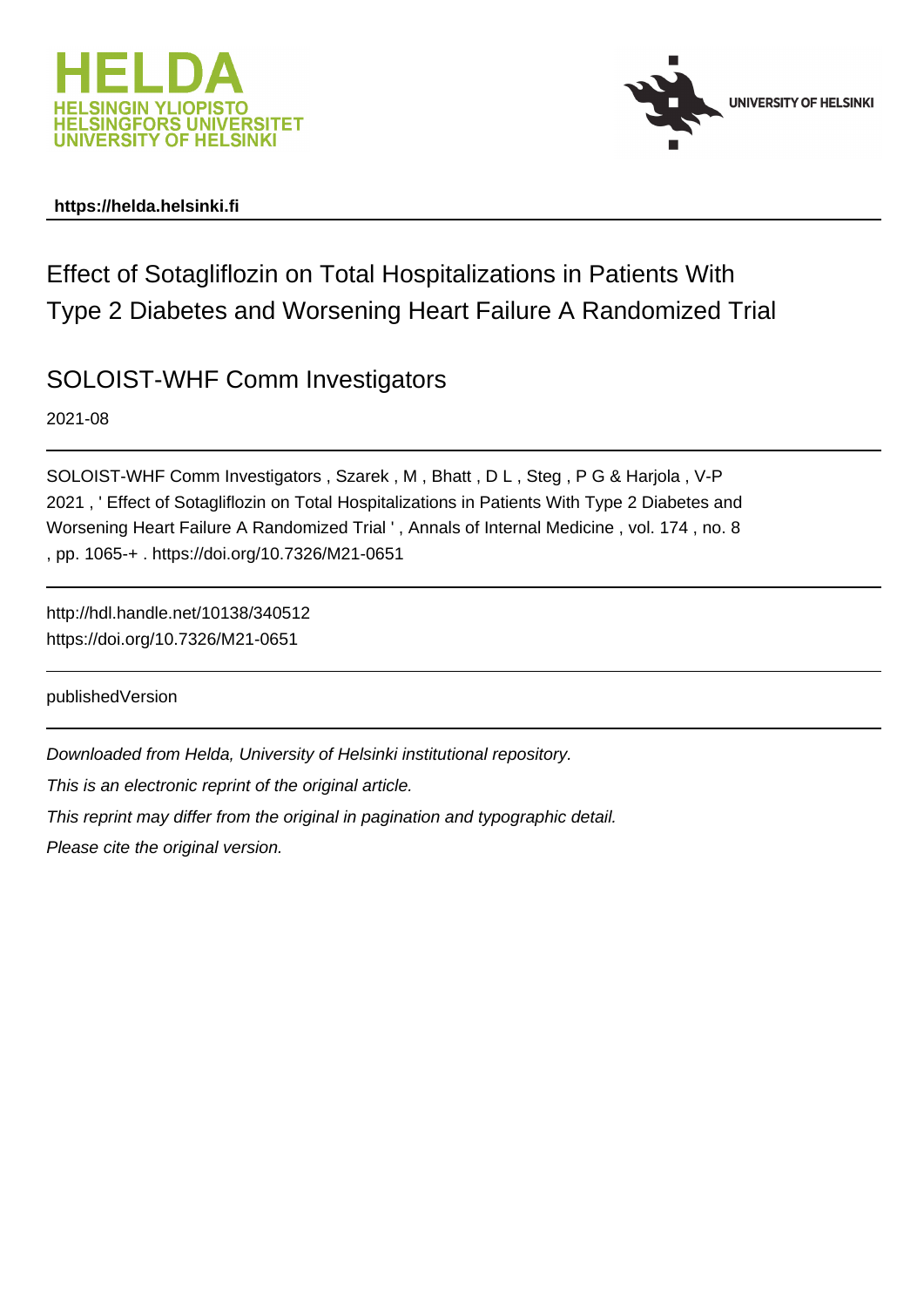https://helda.helsinki.fi

# Effect of Sotagliflozin on Total Hospitalizations in Patients With Type 2 Diabetes and Worsening Heart Failure A Randomized Trial

## SOLOIST-WHF Comm Investigators

2021-08

SOLOIST-WHF Comm Investigators , Szarek , M , Bhatt , D L , Steg , P G & Harjola , V-P 2021 , ' Effect of Sotagliflozin on Total Hospitalizations in Patients With Type 2 Diabetes and Worsening Heart Failure A Randomized Trial ' , Annals of Internal Medicine , vol. 174 , no. 8 , pp. 1065-+ . https://doi.org/10.7326/M21-0651

http://hdl.handle.net/10138/340512
https://doi.org/10.7326/M21-0651

publishedVersion

*Downloaded from Helda, University of Helsinki institutional repository.*

*This is an electronic reprint of the original article.*

*This reprint may differ from the original in pagination and typographic detail.*

*Please cite the original version.*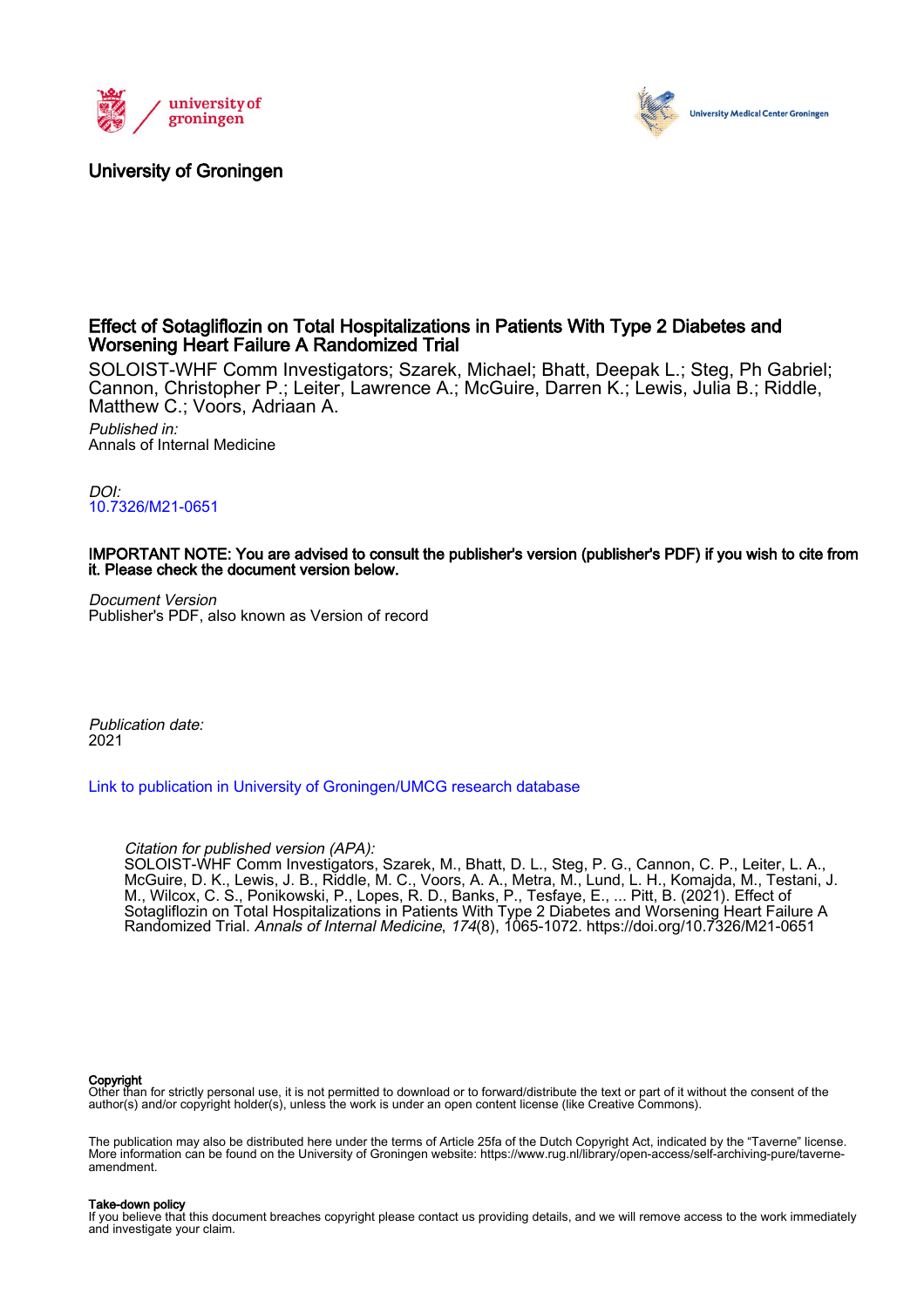University of Groningen

# Effect of Sotagliflozin on Total Hospitalizations in Patients With Type 2 Diabetes and Worsening Heart Failure A Randomized Trial

SOLOIST-WHF Comm Investigators; Szarek, Michael; Bhatt, Deepak L.; Steg, Ph Gabriel; Cannon, Christopher P.; Leiter, Lawrence A.; McGuire, Darren K.; Lewis, Julia B.; Riddle, Matthew C.; Voors, Adriaan A.

*Published in:*
Annals of Internal Medicine

*DOI:*
10.7326/M21-0651

**IMPORTANT NOTE: You are advised to consult the publisher's version (publisher's PDF) if you wish to cite from it. Please check the document version below.**

*Document Version*
Publisher's PDF, also known as Version of record

*Publication date:*
2021

Link to publication in University of Groningen/UMCG research database

*Citation for published version (APA):*
SOLOIST-WHF Comm Investigators, Szarek, M., Bhatt, D. L., Steg, P. G., Cannon, C. P., Leiter, L. A., McGuire, D. K., Lewis, J. B., Riddle, M. C., Voors, A. A., Metra, M., Lund, L. H., Komajda, M., Testani, J. M., Wilcox, C. S., Ponikowski, P., Lopes, R. D., Banks, P., Tesfaye, E., ... Pitt, B. (2021). Effect of Sotagliflozin on Total Hospitalizations in Patients With Type 2 Diabetes and Worsening Heart Failure A Randomized Trial. *Annals of Internal Medicine*, *174*(8), 1065-1072. https://doi.org/10.7326/M21-0651

**Copyright**
Other than for strictly personal use, it is not permitted to download or to forward/distribute the text or part of it without the consent of the author(s) and/or copyright holder(s), unless the work is under an open content license (like Creative Commons).

The publication may also be distributed here under the terms of Article 25fa of the Dutch Copyright Act, indicated by the "Taverne" license. More information can be found on the University of Groningen website: https://www.rug.nl/library/open-access/self-archiving-pure/taverne-amendment.

**Take-down policy**
If you believe that this document breaches copyright please contact us providing details, and we will remove access to the work immediately and investigate your claim.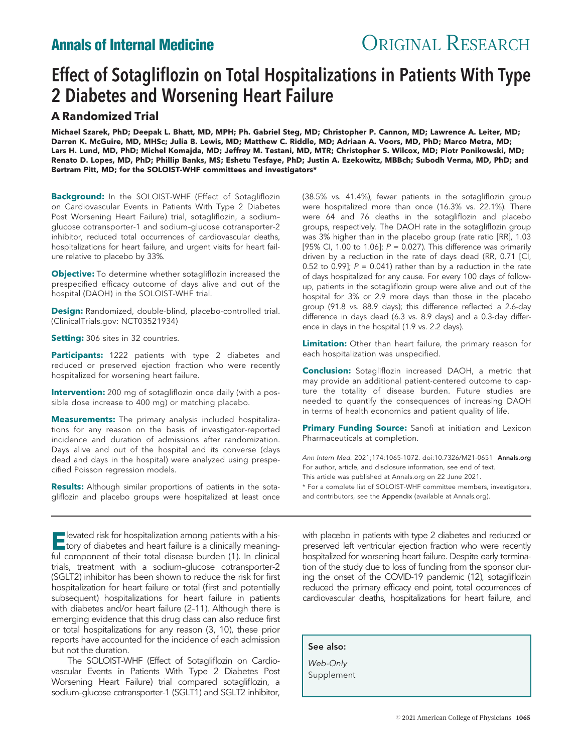# Effect of Sotagliflozin on Total Hospitalizations in Patients With Type 2 Diabetes and Worsening Heart Failure

## A Randomized Trial

**Michael Szarek, PhD; Deepak L. Bhatt, MD, MPH; Ph. Gabriel Steg, MD; Christopher P. Cannon, MD; Lawrence A. Leiter, MD; Darren K. McGuire, MD, MHSc; Julia B. Lewis, MD; Matthew C. Riddle, MD; Adriaan A. Voors, MD, PhD; Marco Metra, MD; Lars H. Lund, MD, PhD; Michel Komajda, MD; Jeffrey M. Testani, MD, MTR; Christopher S. Wilcox, MD; Piotr Ponikowski, MD; Renato D. Lopes, MD, PhD; Phillip Banks, MS; Eshetu Tesfaye, PhD; Justin A. Ezekowitz, MBBch; Subodh Verma, MD, PhD; and Bertram Pitt, MD; for the SOLOIST-WHF committees and investigators***

**Background:** In the SOLOIST-WHF (Effect of Sotagliflozin on Cardiovascular Events in Patients With Type 2 Diabetes Post Worsening Heart Failure) trial, sotagliflozin, a sodium–glucose cotransporter-1 and sodium–glucose cotransporter-2 inhibitor, reduced total occurrences of cardiovascular deaths, hospitalizations for heart failure, and urgent visits for heart failure relative to placebo by 33%.

**Objective:** To determine whether sotagliflozin increased the prespecified efficacy outcome of days alive and out of the hospital (DAOH) in the SOLOIST-WHF trial.

**Design:** Randomized, double-blind, placebo-controlled trial. (ClinicalTrials.gov: NCT03521934)

**Setting:** 306 sites in 32 countries.

**Participants:** 1222 patients with type 2 diabetes and reduced or preserved ejection fraction who were recently hospitalized for worsening heart failure.

**Intervention:** 200 mg of sotagliflozin once daily (with a possible dose increase to 400 mg) or matching placebo.

**Measurements:** The primary analysis included hospitalizations for any reason on the basis of investigator-reported incidence and duration of admissions after randomization. Days alive and out of the hospital and its converse (days dead and days in the hospital) were analyzed using prespecified Poisson regression models.

**Results:** Although similar proportions of patients in the sotagliflozin and placebo groups were hospitalized at least once (38.5% vs. 41.4%), fewer patients in the sotagliflozin group were hospitalized more than once (16.3% vs. 22.1%). There were 64 and 76 deaths in the sotagliflozin and placebo groups, respectively. The DAOH rate in the sotagliflozin group was 3% higher than in the placebo group (rate ratio [RR], 1.03 [95% CI, 1.00 to 1.06]; $P = 0.027$). This difference was primarily driven by a reduction in the rate of days dead (RR, 0.71 [CI, 0.52 to 0.99]; $P = 0.041$) rather than by a reduction in the rate of days hospitalized for any cause. For every 100 days of follow-up, patients in the sotagliflozin group were alive and out of the hospital for 3% or 2.9 more days than those in the placebo group (91.8 vs. 88.9 days); this difference reflected a 2.6-day difference in days dead (6.3 vs. 8.9 days) and a 0.3-day difference in days in the hospital (1.9 vs. 2.2 days).

**Limitation:** Other than heart failure, the primary reason for each hospitalization was unspecified.

**Conclusion:** Sotagliflozin increased DAOH, a metric that may provide an additional patient-centered outcome to capture the totality of disease burden. Future studies are needed to quantify the consequences of increasing DAOH in terms of health economics and patient quality of life.

**Primary Funding Source:** Sanofi at initiation and Lexicon Pharmaceuticals at completion.

*Ann Intern Med.* 2021;174:1065-1072. doi:10.7326/M21-0651 **Annals.org**
For author, article, and disclosure information, see end of text.
This article was published at Annals.org on 22 June 2021.
* For a complete list of SOLOIST-WHF committee members, investigators, and contributors, see the Appendix (available at Annals.org).

---

Elevated risk for hospitalization among patients with a history of diabetes and heart failure is a clinically meaningful component of their total disease burden (1). In clinical trials, treatment with a sodium–glucose cotransporter-2 (SGLT2) inhibitor has been shown to reduce the risk for first hospitalization for heart failure or total (first and potentially subsequent) hospitalizations for heart failure in patients with diabetes and/or heart failure (2–11). Although there is emerging evidence that this drug class can also reduce first or total hospitalizations for any reason (3, 10), these prior reports have accounted for the incidence of each admission but not the duration.

The SOLOIST-WHF (Effect of Sotagliflozin on Cardiovascular Events in Patients With Type 2 Diabetes Post Worsening Heart Failure) trial compared sotagliflozin, a sodium–glucose cotransporter-1 (SGLT1) and SGLT2 inhibitor, with placebo in patients with type 2 diabetes and reduced or preserved left ventricular ejection fraction who were recently hospitalized for worsening heart failure. Despite early termination of the study due to loss of funding from the sponsor during the onset of the COVID-19 pandemic (12), sotagliflozin reduced the primary efficacy end point, total occurrences of cardiovascular deaths, hospitalizations for heart failure, and

**See also:**

*Web-Only*
Supplement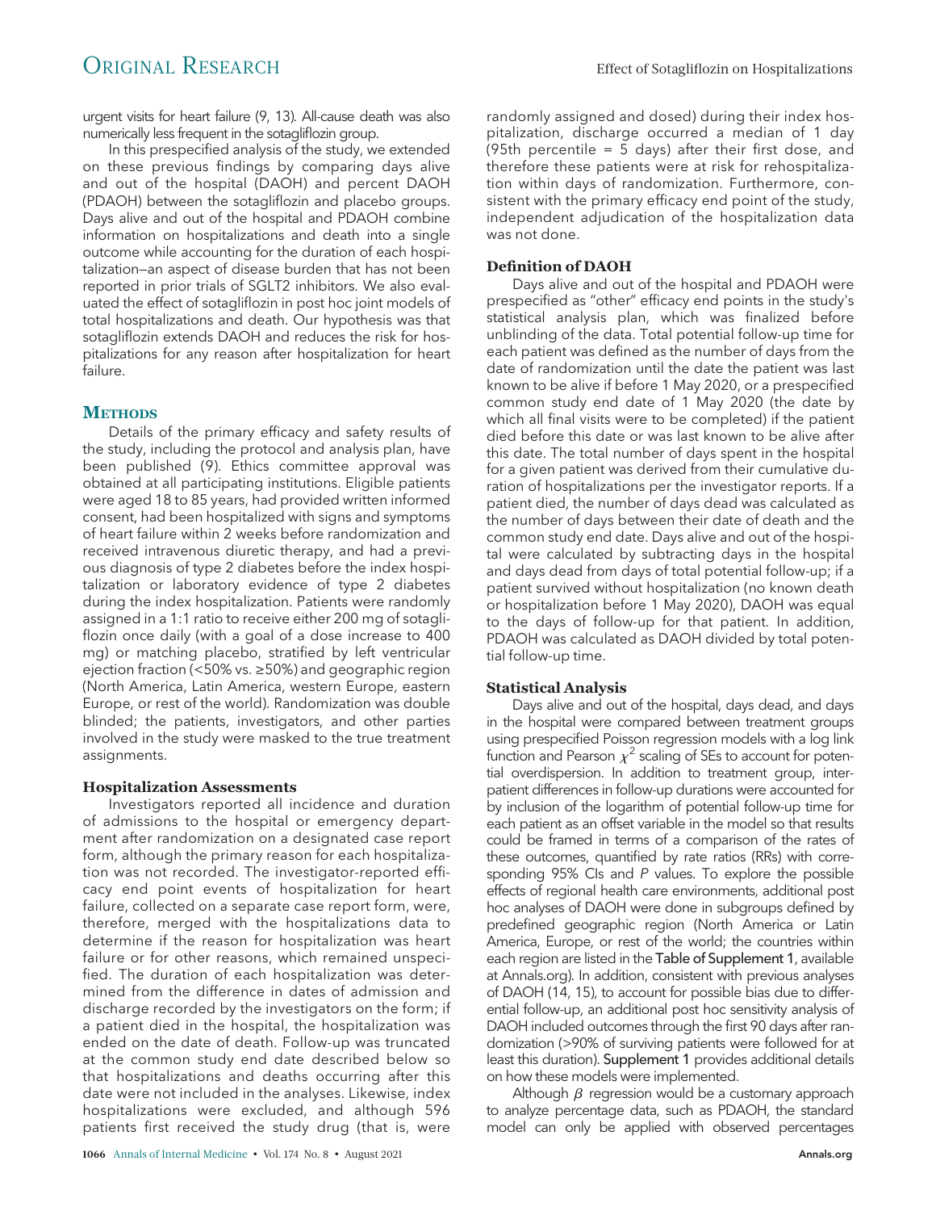urgent visits for heart failure (9, 13). All-cause death was also numerically less frequent in the sotagliflozin group.

In this prespecified analysis of the study, we extended on these previous findings by comparing days alive and out of the hospital (DAOH) and percent DAOH (PDAOH) between the sotagliflozin and placebo groups. Days alive and out of the hospital and PDAOH combine information on hospitalizations and death into a single outcome while accounting for the duration of each hospitalization—an aspect of disease burden that has not been reported in prior trials of SGLT2 inhibitors. We also evaluated the effect of sotagliflozin in post hoc joint models of total hospitalizations and death. Our hypothesis was that sotagliflozin extends DAOH and reduces the risk for hospitalizations for any reason after hospitalization for heart failure.

## METHODS

Details of the primary efficacy and safety results of the study, including the protocol and analysis plan, have been published (9). Ethics committee approval was obtained at all participating institutions. Eligible patients were aged 18 to 85 years, had provided written informed consent, had been hospitalized with signs and symptoms of heart failure within 2 weeks before randomization and received intravenous diuretic therapy, and had a previous diagnosis of type 2 diabetes before the index hospitalization or laboratory evidence of type 2 diabetes during the index hospitalization. Patients were randomly assigned in a 1:1 ratio to receive either 200 mg of sotagliflozin once daily (with a goal of a dose increase to 400 mg) or matching placebo, stratified by left ventricular ejection fraction (<50% vs. ≥50%) and geographic region (North America, Latin America, western Europe, eastern Europe, or rest of the world). Randomization was double blinded; the patients, investigators, and other parties involved in the study were masked to the true treatment assignments.

### Hospitalization Assessments

Investigators reported all incidence and duration of admissions to the hospital or emergency department after randomization on a designated case report form, although the primary reason for each hospitalization was not recorded. The investigator-reported efficacy end point events of hospitalization for heart failure, collected on a separate case report form, were, therefore, merged with the hospitalizations data to determine if the reason for hospitalization was heart failure or for other reasons, which remained unspecified. The duration of each hospitalization was determined from the difference in dates of admission and discharge recorded by the investigators on the form; if a patient died in the hospital, the hospitalization was ended on the date of death. Follow-up was truncated at the common study end date described below so that hospitalizations and deaths occurring after this date were not included in the analyses. Likewise, index hospitalizations were excluded, and although 596 patients first received the study drug (that is, were randomly assigned and dosed) during their index hospitalization, discharge occurred a median of 1 day (95th percentile = 5 days) after their first dose, and therefore these patients were at risk for rehospitalization within days of randomization. Furthermore, consistent with the primary efficacy end point of the study, independent adjudication of the hospitalization data was not done.

### Definition of DAOH

Days alive and out of the hospital and PDAOH were prespecified as "other" efficacy end points in the study's statistical analysis plan, which was finalized before unblinding of the data. Total potential follow-up time for each patient was defined as the number of days from the date of randomization until the date the patient was last known to be alive if before 1 May 2020, or a prespecified common study end date of 1 May 2020 (the date by which all final visits were to be completed) if the patient died before this date or was last known to be alive after this date. The total number of days spent in the hospital for a given patient was derived from their cumulative duration of hospitalizations per the investigator reports. If a patient died, the number of days dead was calculated as the number of days between their date of death and the common study end date. Days alive and out of the hospital were calculated by subtracting days in the hospital and days dead from days of total potential follow-up; if a patient survived without hospitalization (no known death or hospitalization before 1 May 2020), DAOH was equal to the days of follow-up for that patient. In addition, PDAOH was calculated as DAOH divided by total potential follow-up time.

### Statistical Analysis

Days alive and out of the hospital, days dead, and days in the hospital were compared between treatment groups using prespecified Poisson regression models with a log link function and Pearson $\chi^2$ scaling of SEs to account for potential overdispersion. In addition to treatment group, interpatient differences in follow-up durations were accounted for by inclusion of the logarithm of potential follow-up time for each patient as an offset variable in the model so that results could be framed in terms of a comparison of the rates of these outcomes, quantified by rate ratios (RRs) with corresponding 95% CIs and *P* values. To explore the possible effects of regional health care environments, additional post hoc analyses of DAOH were done in subgroups defined by predefined geographic region (North America or Latin America, Europe, or rest of the world; the countries within each region are listed in the **Table of Supplement 1**, available at Annals.org). In addition, consistent with previous analyses of DAOH (14, 15), to account for possible bias due to differential follow-up, an additional post hoc sensitivity analysis of DAOH included outcomes through the first 90 days after randomization (>90% of surviving patients were followed for at least this duration). **Supplement 1** provides additional details on how these models were implemented.

Although $\beta$ regression would be a customary approach to analyze percentage data, such as PDAOH, the standard model can only be applied with observed percentages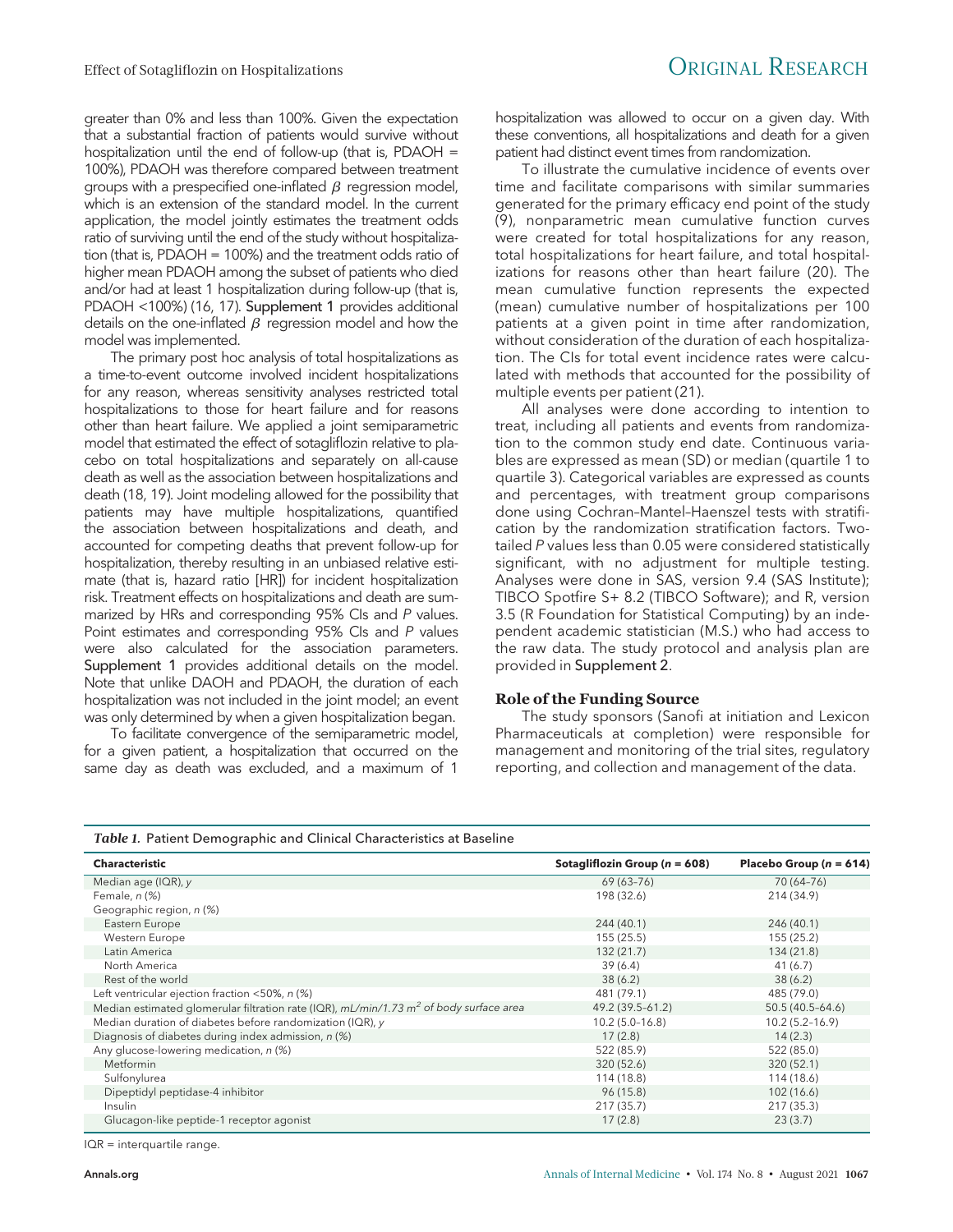greater than 0% and less than 100%. Given the expectation that a substantial fraction of patients would survive without hospitalization until the end of follow-up (that is, PDAOH = 100%), PDAOH was therefore compared between treatment groups with a prespecified one-inflated $\beta$ regression model, which is an extension of the standard model. In the current application, the model jointly estimates the treatment odds ratio of surviving until the end of the study without hospitalization (that is, PDAOH = 100%) and the treatment odds ratio of higher mean PDAOH among the subset of patients who died and/or had at least 1 hospitalization during follow-up (that is, PDAOH <100%) (16, 17). Supplement 1 provides additional details on the one-inflated $\beta$ regression model and how the model was implemented.

The primary post hoc analysis of total hospitalizations as a time-to-event outcome involved incident hospitalizations for any reason, whereas sensitivity analyses restricted total hospitalizations to those for heart failure and for reasons other than heart failure. We applied a joint semiparametric model that estimated the effect of sotagliflozin relative to placebo on total hospitalizations and separately on all-cause death as well as the association between hospitalizations and death (18, 19). Joint modeling allowed for the possibility that patients may have multiple hospitalizations, quantified the association between hospitalizations and death, and accounted for competing deaths that prevent follow-up for hospitalization, thereby resulting in an unbiased relative estimate (that is, hazard ratio [HR]) for incident hospitalization risk. Treatment effects on hospitalizations and death are summarized by HRs and corresponding 95% CIs and *P* values. Point estimates and corresponding 95% CIs and *P* values were also calculated for the association parameters. Supplement 1 provides additional details on the model. Note that unlike DAOH and PDAOH, the duration of each hospitalization was not included in the joint model; an event was only determined by when a given hospitalization began.

To facilitate convergence of the semiparametric model, for a given patient, a hospitalization that occurred on the same day as death was excluded, and a maximum of 1 hospitalization was allowed to occur on a given day. With these conventions, all hospitalizations and death for a given patient had distinct event times from randomization.

To illustrate the cumulative incidence of events over time and facilitate comparisons with similar summaries generated for the primary efficacy end point of the study (9), nonparametric mean cumulative function curves were created for total hospitalizations for any reason, total hospitalizations for heart failure, and total hospitalizations for reasons other than heart failure (20). The mean cumulative function represents the expected (mean) cumulative number of hospitalizations per 100 patients at a given point in time after randomization, without consideration of the duration of each hospitalization. The CIs for total event incidence rates were calculated with methods that accounted for the possibility of multiple events per patient (21).

All analyses were done according to intention to treat, including all patients and events from randomization to the common study end date. Continuous variables are expressed as mean (SD) or median (quartile 1 to quartile 3). Categorical variables are expressed as counts and percentages, with treatment group comparisons done using Cochran–Mantel–Haenszel tests with stratification by the randomization stratification factors. Two-tailed *P* values less than 0.05 were considered statistically significant, with no adjustment for multiple testing. Analyses were done in SAS, version 9.4 (SAS Institute); TIBCO Spotfire S+ 8.2 (TIBCO Software); and R, version 3.5 (R Foundation for Statistical Computing) by an independent academic statistician (M.S.) who had access to the raw data. The study protocol and analysis plan are provided in Supplement 2.

## Role of the Funding Source

The study sponsors (Sanofi at initiation and Lexicon Pharmaceuticals at completion) were responsible for management and monitoring of the trial sites, regulatory reporting, and collection and management of the data.

*Table 1.* Patient Demographic and Clinical Characteristics at Baseline

| Characteristic | Sotagliflozin Group (n = 608) | Placebo Group (n = 614) |
|---|---|---|
| Median age (IQR), y | 69 (63–76) | 70 (64–76) |
| Female, n (%) | 198 (32.6) | 214 (34.9) |
| Geographic region, n (%) | | |
| Eastern Europe | 244 (40.1) | 246 (40.1) |
| Western Europe | 155 (25.5) | 155 (25.2) |
| Latin America | 132 (21.7) | 134 (21.8) |
| North America | 39 (6.4) | 41 (6.7) |
| Rest of the world | 38 (6.2) | 38 (6.2) |
| Left ventricular ejection fraction <50%, n (%) | 481 (79.1) | 485 (79.0) |
| Median estimated glomerular filtration rate (IQR), mL/min/1.73 $m^2$ of body surface area | 49.2 (39.5–61.2) | 50.5 (40.5–64.6) |
| Median duration of diabetes before randomization (IQR), y | 10.2 (5.0–16.8) | 10.2 (5.2–16.9) |
| Diagnosis of diabetes during index admission, n (%) | 17 (2.8) | 14 (2.3) |
| Any glucose-lowering medication, n (%) | 522 (85.9) | 522 (85.0) |
| Metformin | 320 (52.6) | 320 (52.1) |
| Sulfonylurea | 114 (18.8) | 114 (18.6) |
| Dipeptidyl peptidase-4 inhibitor | 96 (15.8) | 102 (16.6) |
| Insulin | 217 (35.7) | 217 (35.3) |
| Glucagon-like peptide-1 receptor agonist | 17 (2.8) | 23 (3.7) |

IQR = interquartile range.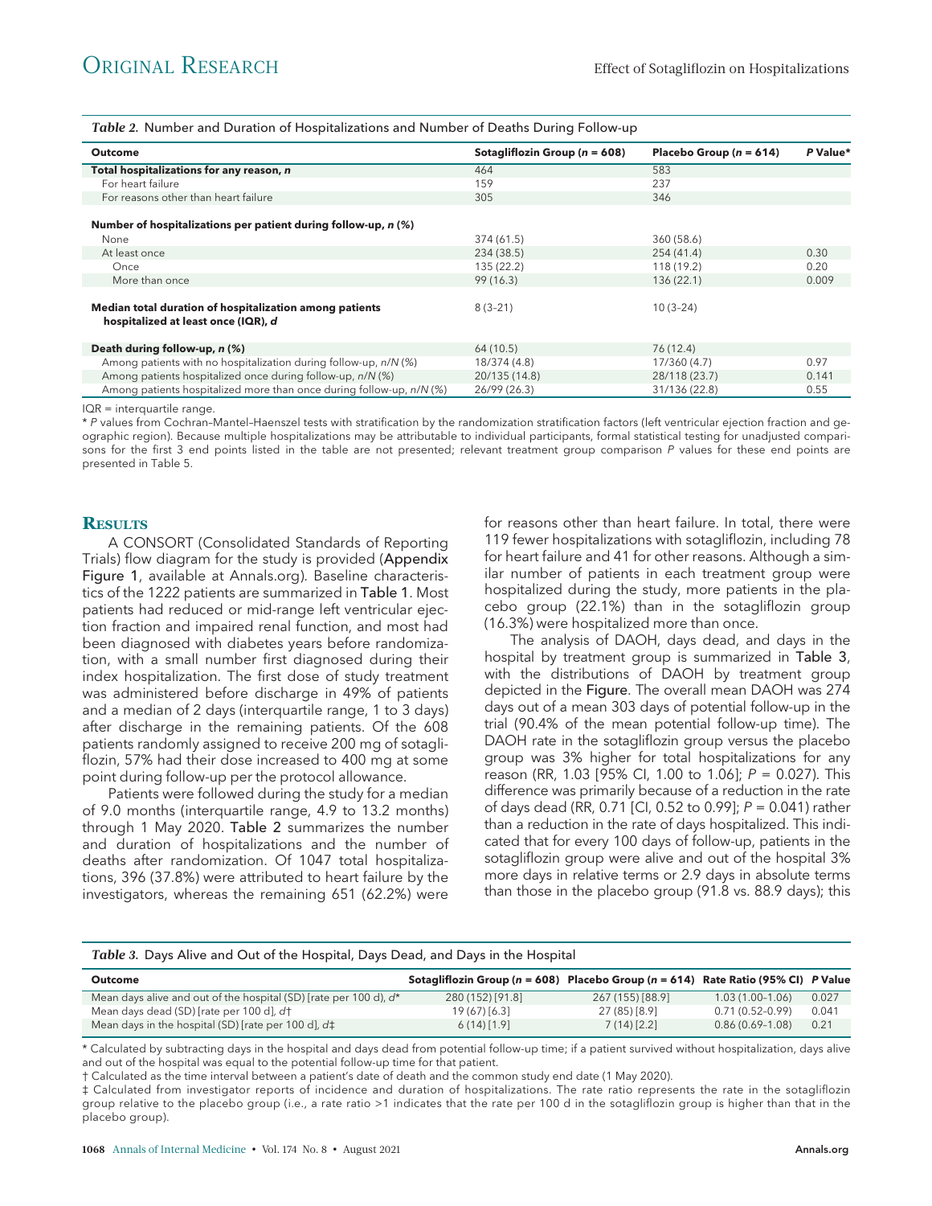*Table 2.* Number and Duration of Hospitalizations and Number of Deaths During Follow-up

| Outcome | Sotagliflozin Group (n = 608) | Placebo Group (n = 614) | P Value* |
|---|---|---|---|
| **Total hospitalizations for any reason, n** | 464 | 583 | |
| For heart failure | 159 | 237 | |
| For reasons other than heart failure | 305 | 346 | |
| **Number of hospitalizations per patient during follow-up, n (%)** | | | |
| None | 374 (61.5) | 360 (58.6) | |
| At least once | 234 (38.5) | 254 (41.4) | 0.30 |
| Once | 135 (22.2) | 118 (19.2) | 0.20 |
| More than once | 99 (16.3) | 136 (22.1) | 0.009 |
| **Median total duration of hospitalization among patients hospitalized at least once (IQR), d** | 8 (3–21) | 10 (3–24) | |
| **Death during follow-up, n (%)** | 64 (10.5) | 76 (12.4) | |
| Among patients with no hospitalization during follow-up, n/N (%) | 18/374 (4.8) | 17/360 (4.7) | 0.97 |
| Among patients hospitalized once during follow-up, n/N (%) | 20/135 (14.8) | 28/118 (23.7) | 0.141 |
| Among patients hospitalized more than once during follow-up, n/N (%) | 26/99 (26.3) | 31/136 (22.8) | 0.55 |

IQR = interquartile range.
* P values from Cochran–Mantel–Haenszel tests with stratification by the randomization stratification factors (left ventricular ejection fraction and geographic region). Because multiple hospitalizations may be attributable to individual participants, formal statistical testing for unadjusted comparisons for the first 3 end points listed in the table are not presented; relevant treatment group comparison P values for these end points are presented in Table 5.

## Results

A CONSORT (Consolidated Standards of Reporting Trials) flow diagram for the study is provided (Appendix Figure 1, available at Annals.org). Baseline characteristics of the 1222 patients are summarized in Table 1. Most patients had reduced or mid-range left ventricular ejection fraction and impaired renal function, and most had been diagnosed with diabetes years before randomization, with a small number first diagnosed during their index hospitalization. The first dose of study treatment was administered before discharge in 49% of patients and a median of 2 days (interquartile range, 1 to 3 days) after discharge in the remaining patients. Of the 608 patients randomly assigned to receive 200 mg of sotagliflozin, 57% had their dose increased to 400 mg at some point during follow-up per the protocol allowance.

Patients were followed during the study for a median of 9.0 months (interquartile range, 4.9 to 13.2 months) through 1 May 2020. Table 2 summarizes the number and duration of hospitalizations and the number of deaths after randomization. Of 1047 total hospitalizations, 396 (37.8%) were attributed to heart failure by the investigators, whereas the remaining 651 (62.2%) were for reasons other than heart failure. In total, there were 119 fewer hospitalizations with sotagliflozin, including 78 for heart failure and 41 for other reasons. Although a similar number of patients in each treatment group were hospitalized during the study, more patients in the placebo group (22.1%) than in the sotagliflozin group (16.3%) were hospitalized more than once.

The analysis of DAOH, days dead, and days in the hospital by treatment group is summarized in Table 3, with the distributions of DAOH by treatment group depicted in the Figure. The overall mean DAOH was 274 days out of a mean 303 days of potential follow-up in the trial (90.4% of the mean potential follow-up time). The DAOH rate in the sotagliflozin group versus the placebo group was 3% higher for total hospitalizations for any reason (RR, 1.03 [95% CI, 1.00 to 1.06]; P = 0.027). This difference was primarily because of a reduction in the rate of days dead (RR, 0.71 [CI, 0.52 to 0.99]; P = 0.041) rather than a reduction in the rate of days hospitalized. This indicated that for every 100 days of follow-up, patients in the sotagliflozin group were alive and out of the hospital 3% more days in relative terms or 2.9 days in absolute terms than those in the placebo group (91.8 vs. 88.9 days); this

*Table 3.* Days Alive and Out of the Hospital, Days Dead, and Days in the Hospital

| Outcome | Sotagliflozin Group (n = 608) | Placebo Group (n = 614) | Rate Ratio (95% CI) | P Value |
|---|---|---|---|---|
| Mean days alive and out of the hospital (SD) [rate per 100 d], d* | 280 (152) [91.8] | 267 (155) [88.9] | 1.03 (1.00–1.06) | 0.027 |
| Mean days dead (SD) [rate per 100 d], d† | 19 (67) [6.3] | 27 (85) [8.9] | 0.71 (0.52–0.99) | 0.041 |
| Mean days in the hospital (SD) [rate per 100 d], d‡ | 6 (14) [1.9] | 7 (14) [2.2] | 0.86 (0.69–1.08) | 0.21 |

* Calculated by subtracting days in the hospital and days dead from potential follow-up time; if a patient survived without hospitalization, days alive and out of the hospital was equal to the potential follow-up time for that patient.
† Calculated as the time interval between a patient's date of death and the common study end date (1 May 2020).
‡ Calculated from investigator reports of incidence and duration of hospitalizations. The rate ratio represents the rate in the sotagliflozin group relative to the placebo group (i.e., a rate ratio >1 indicates that the rate per 100 d in the sotagliflozin group is higher than that in the placebo group).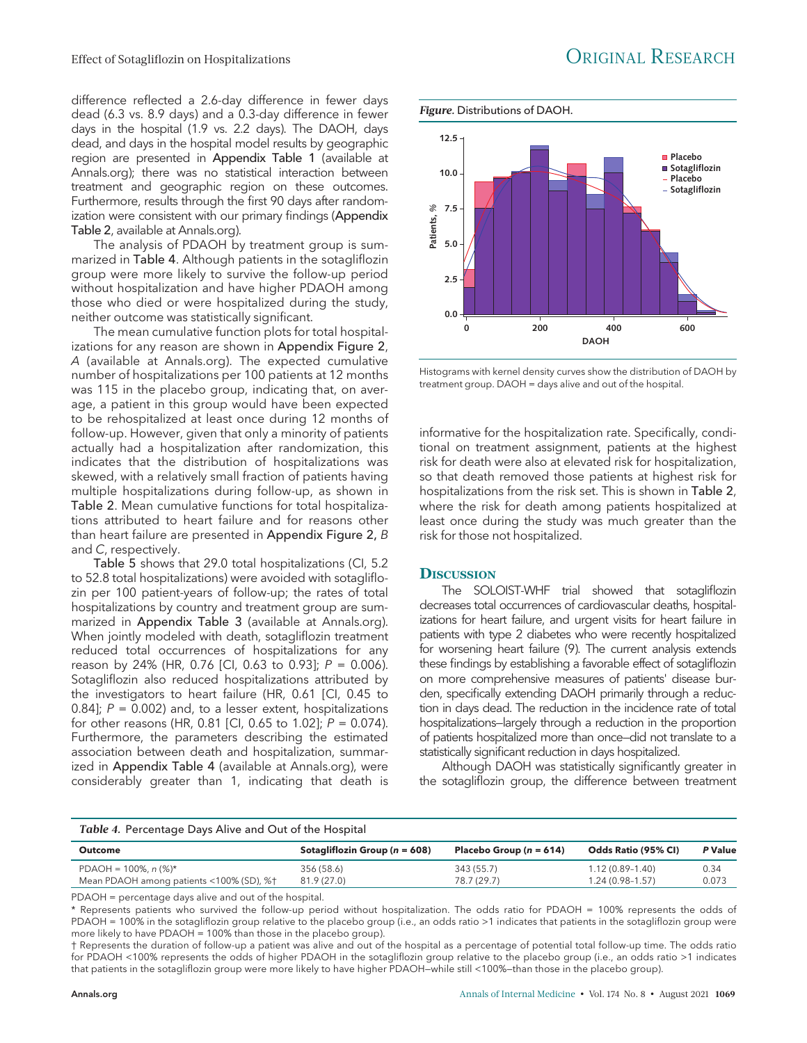difference reflected a 2.6-day difference in fewer days dead (6.3 vs. 8.9 days) and a 0.3-day difference in fewer days in the hospital (1.9 vs. 2.2 days). The DAOH, days dead, and days in the hospital model results by geographic region are presented in Appendix Table 1 (available at Annals.org); there was no statistical interaction between treatment and geographic region on these outcomes. Furthermore, results through the first 90 days after randomization were consistent with our primary findings (Appendix Table 2, available at Annals.org).

The analysis of PDAOH by treatment group is summarized in Table 4. Although patients in the sotagliflozin group were more likely to survive the follow-up period without hospitalization and have higher PDAOH among those who died or were hospitalized during the study, neither outcome was statistically significant.

The mean cumulative function plots for total hospitalizations for any reason are shown in Appendix Figure 2, *A* (available at Annals.org). The expected cumulative number of hospitalizations per 100 patients at 12 months was 115 in the placebo group, indicating that, on average, a patient in this group would have been expected to be rehospitalized at least once during 12 months of follow-up. However, given that only a minority of patients actually had a hospitalization after randomization, this indicates that the distribution of hospitalizations was skewed, with a relatively small fraction of patients having multiple hospitalizations during follow-up, as shown in Table 2. Mean cumulative functions for total hospitalizations attributed to heart failure and for reasons other than heart failure are presented in Appendix Figure 2, *B* and *C*, respectively.

Table 5 shows that 29.0 total hospitalizations (CI, 5.2 to 52.8 total hospitalizations) were avoided with sotagliflozin per 100 patient-years of follow-up; the rates of total hospitalizations by country and treatment group are summarized in Appendix Table 3 (available at Annals.org). When jointly modeled with death, sotagliflozin treatment reduced total occurrences of hospitalizations for any reason by 24% (HR, 0.76 [CI, 0.63 to 0.93]; $P = 0.006$). Sotagliflozin also reduced hospitalizations attributed by the investigators to heart failure (HR, 0.61 [CI, 0.45 to 0.84]; $P = 0.002$) and, to a lesser extent, hospitalizations for other reasons (HR, 0.81 [CI, 0.65 to 1.02]; $P = 0.074$). Furthermore, the parameters describing the estimated association between death and hospitalization, summarized in Appendix Table 4 (available at Annals.org), were considerably greater than 1, indicating that death is informative for the hospitalization rate. Specifically, conditional on treatment assignment, patients at the highest risk for death were also at elevated risk for hospitalization, so that death removed those patients at highest risk for hospitalizations from the risk set. This is shown in Table 2, where the risk for death among patients hospitalized at least once during the study was much greater than the risk for those not hospitalized.

***Figure.*** Distributions of DAOH.

Histograms with kernel density curves show the distribution of DAOH by treatment group. DAOH = days alive and out of the hospital.

## Discussion

The SOLOIST-WHF trial showed that sotagliflozin decreases total occurrences of cardiovascular deaths, hospitalizations for heart failure, and urgent visits for heart failure in patients with type 2 diabetes who were recently hospitalized for worsening heart failure (9). The current analysis extends these findings by establishing a favorable effect of sotagliflozin on more comprehensive measures of patients' disease burden, specifically extending DAOH primarily through a reduction in days dead. The reduction in the incidence rate of total hospitalizations—largely through a reduction in the proportion of patients hospitalized more than once—did not translate to a statistically significant reduction in days hospitalized.

Although DAOH was statistically significantly greater in the sotagliflozin group, the difference between treatment

***Table 4.*** Percentage Days Alive and Out of the Hospital

| Outcome | Sotagliflozin Group (*n* = 608) | Placebo Group (*n* = 614) | Odds Ratio (95% CI) | *P* Value |
|---|---|---|---|---|
| PDAOH = 100%, *n* (%)* | 356 (58.6) | 343 (55.7) | 1.12 (0.89–1.40) | 0.34 |
| Mean PDAOH among patients <100% (SD), %† | 81.9 (27.0) | 78.7 (29.7) | 1.24 (0.98–1.57) | 0.073 |

PDAOH = percentage days alive and out of the hospital.

\* Represents patients who survived the follow-up period without hospitalization. The odds ratio for PDAOH = 100% represents the odds of PDAOH = 100% in the sotagliflozin group relative to the placebo group (i.e., an odds ratio >1 indicates that patients in the sotagliflozin group were more likely to have PDAOH = 100% than those in the placebo group).

† Represents the duration of follow-up a patient was alive and out of the hospital as a percentage of potential total follow-up time. The odds ratio for PDAOH <100% represents the odds of higher PDAOH in the sotagliflozin group relative to the placebo group (i.e., an odds ratio >1 indicates that patients in the sotagliflozin group were more likely to have higher PDAOH—while still <100%—than those in the placebo group).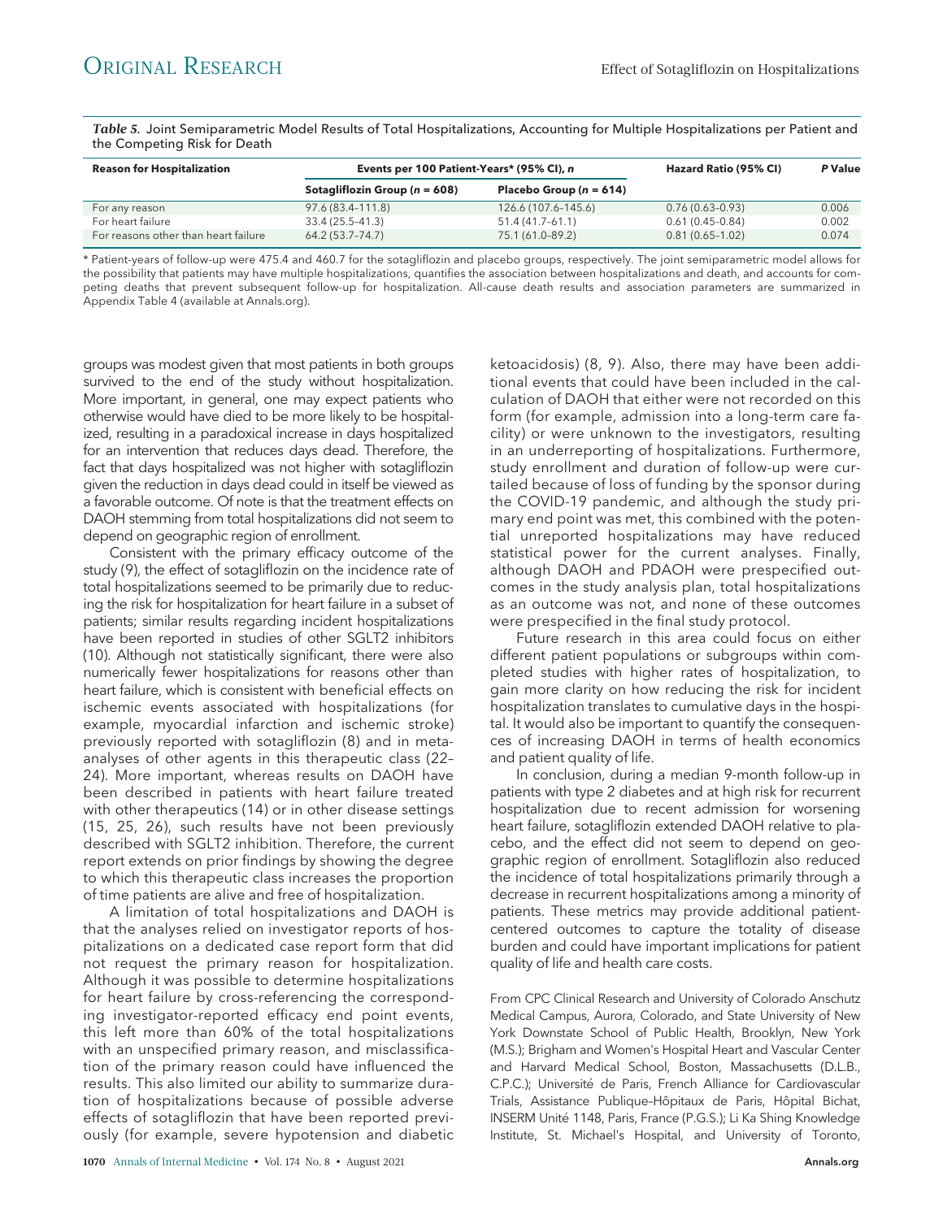*Table 5.* Joint Semiparametric Model Results of Total Hospitalizations, Accounting for Multiple Hospitalizations per Patient and the Competing Risk for Death

| Reason for Hospitalization | Events per 100 Patient-Years* (95% CI), n | | Hazard Ratio (95% CI) | P Value |
|---|---|---|---|---|
| | Sotagliflozin Group (n = 608) | Placebo Group (n = 614) | | |
| For any reason | 97.6 (83.4–111.8) | 126.6 (107.6–145.6) | 0.76 (0.63–0.93) | 0.006 |
| For heart failure | 33.4 (25.5–41.3) | 51.4 (41.7–61.1) | 0.61 (0.45–0.84) | 0.002 |
| For reasons other than heart failure | 64.2 (53.7–74.7) | 75.1 (61.0–89.2) | 0.81 (0.65–1.02) | 0.074 |

\* Patient-years of follow-up were 475.4 and 460.7 for the sotagliflozin and placebo groups, respectively. The joint semiparametric model allows for the possibility that patients may have multiple hospitalizations, quantifies the association between hospitalizations and death, and accounts for competing deaths that prevent subsequent follow-up for hospitalization. All-cause death results and association parameters are summarized in Appendix Table 4 (available at Annals.org).

groups was modest given that most patients in both groups survived to the end of the study without hospitalization. More important, in general, one may expect patients who otherwise would have died to be more likely to be hospitalized, resulting in a paradoxical increase in days hospitalized for an intervention that reduces days dead. Therefore, the fact that days hospitalized was not higher with sotagliflozin given the reduction in days dead could in itself be viewed as a favorable outcome. Of note is that the treatment effects on DAOH stemming from total hospitalizations did not seem to depend on geographic region of enrollment.

Consistent with the primary efficacy outcome of the study (9), the effect of sotagliflozin on the incidence rate of total hospitalizations seemed to be primarily due to reducing the risk for hospitalization for heart failure in a subset of patients; similar results regarding incident hospitalizations have been reported in studies of other SGLT2 inhibitors (10). Although not statistically significant, there were also numerically fewer hospitalizations for reasons other than heart failure, which is consistent with beneficial effects on ischemic events associated with hospitalizations (for example, myocardial infarction and ischemic stroke) previously reported with sotagliflozin (8) and in meta-analyses of other agents in this therapeutic class (22–24). More important, whereas results on DAOH have been described in patients with heart failure treated with other therapeutics (14) or in other disease settings (15, 25, 26), such results have not been previously described with SGLT2 inhibition. Therefore, the current report extends on prior findings by showing the degree to which this therapeutic class increases the proportion of time patients are alive and free of hospitalization.

A limitation of total hospitalizations and DAOH is that the analyses relied on investigator reports of hospitalizations on a dedicated case report form that did not request the primary reason for hospitalization. Although it was possible to determine hospitalizations for heart failure by cross-referencing the corresponding investigator-reported efficacy end point events, this left more than 60% of the total hospitalizations with an unspecified primary reason, and misclassification of the primary reason could have influenced the results. This also limited our ability to summarize duration of hospitalizations because of possible adverse effects of sotagliflozin that have been reported previously (for example, severe hypotension and diabetic ketoacidosis) (8, 9). Also, there may have been additional events that could have been included in the calculation of DAOH that either were not recorded on this form (for example, admission into a long-term care facility) or were unknown to the investigators, resulting in an underreporting of hospitalizations. Furthermore, study enrollment and duration of follow-up were curtailed because of loss of funding by the sponsor during the COVID-19 pandemic, and although the study primary end point was met, this combined with the potential unreported hospitalizations may have reduced statistical power for the current analyses. Finally, although DAOH and PDAOH were prespecified outcomes in the study analysis plan, total hospitalizations as an outcome was not, and none of these outcomes were prespecified in the final study protocol.

Future research in this area could focus on either different patient populations or subgroups within completed studies with higher rates of hospitalization, to gain more clarity on how reducing the risk for incident hospitalization translates to cumulative days in the hospital. It would also be important to quantify the consequences of increasing DAOH in terms of health economics and patient quality of life.

In conclusion, during a median 9-month follow-up in patients with type 2 diabetes and at high risk for recurrent hospitalization due to recent admission for worsening heart failure, sotagliflozin extended DAOH relative to placebo, and the effect did not seem to depend on geographic region of enrollment. Sotagliflozin also reduced the incidence of total hospitalizations primarily through a decrease in recurrent hospitalizations among a minority of patients. These metrics may provide additional patient-centered outcomes to capture the totality of disease burden and could have important implications for patient quality of life and health care costs.

From CPC Clinical Research and University of Colorado Anschutz Medical Campus, Aurora, Colorado, and State University of New York Downstate School of Public Health, Brooklyn, New York (M.S.); Brigham and Women's Hospital Heart and Vascular Center and Harvard Medical School, Boston, Massachusetts (D.L.B., C.P.C.); Université de Paris, French Alliance for Cardiovascular Trials, Assistance Publique–Hôpitaux de Paris, Hôpital Bichat, INSERM Unité 1148, Paris, France (P.G.S.); Li Ka Shing Knowledge Institute, St. Michael's Hospital, and University of Toronto,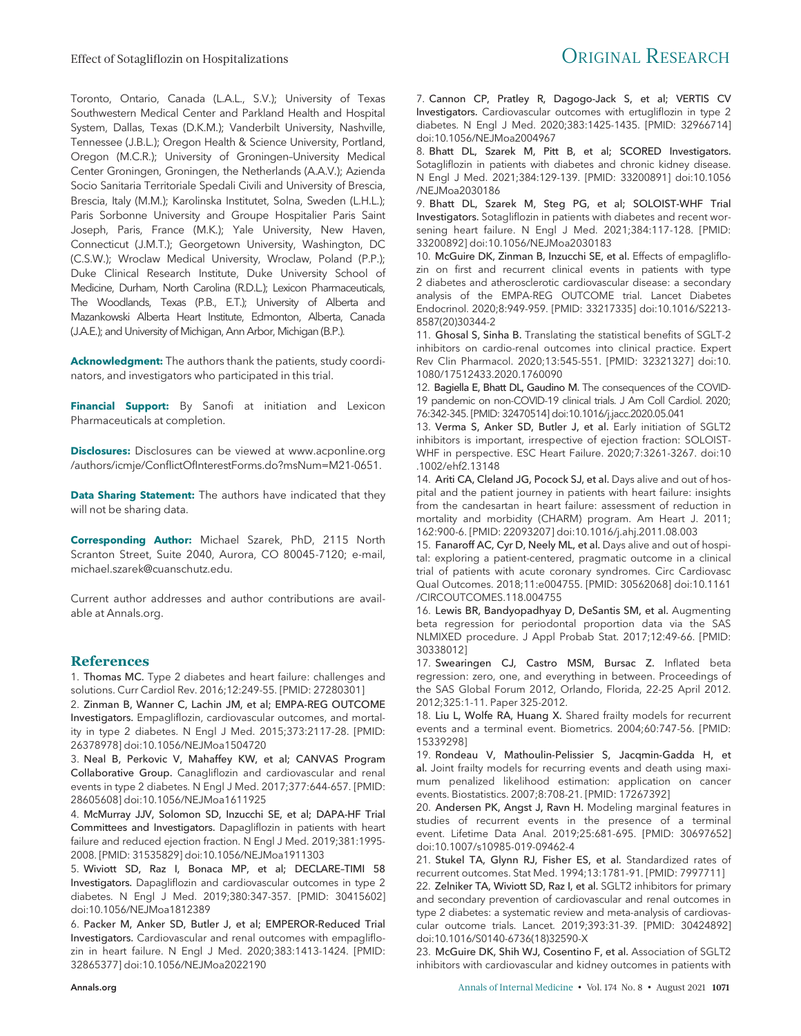Toronto, Ontario, Canada (L.A.L., S.V.); University of Texas Southwestern Medical Center and Parkland Health and Hospital System, Dallas, Texas (D.K.M.); Vanderbilt University, Nashville, Tennessee (J.B.L.); Oregon Health & Science University, Portland, Oregon (M.C.R.); University of Groningen–University Medical Center Groningen, Groningen, the Netherlands (A.A.V.); Azienda Socio Sanitaria Territoriale Spedali Civili and University of Brescia, Brescia, Italy (M.M.); Karolinska Institutet, Solna, Sweden (L.H.L.); Paris Sorbonne University and Groupe Hospitalier Paris Saint Joseph, Paris, France (M.K.); Yale University, New Haven, Connecticut (J.M.T.); Georgetown University, Washington, DC (C.S.W.); Wroclaw Medical University, Wroclaw, Poland (P.P.); Duke Clinical Research Institute, Duke University School of Medicine, Durham, North Carolina (R.D.L.); Lexicon Pharmaceuticals, The Woodlands, Texas (P.B., E.T.); University of Alberta and Mazankowski Alberta Heart Institute, Edmonton, Alberta, Canada (J.A.E.); and University of Michigan, Ann Arbor, Michigan (B.P.).

**Acknowledgment:** The authors thank the patients, study coordinators, and investigators who participated in this trial.

**Financial Support:** By Sanofi at initiation and Lexicon Pharmaceuticals at completion.

**Disclosures:** Disclosures can be viewed at www.acponline.org/authors/icmje/ConflictOfInterestForms.do?msNum=M21-0651.

**Data Sharing Statement:** The authors have indicated that they will not be sharing data.

**Corresponding Author:** Michael Szarek, PhD, 2115 North Scranton Street, Suite 2040, Aurora, CO 80045-7120; e-mail, michael.szarek@cuanschutz.edu.

Current author addresses and author contributions are available at Annals.org.

## References

1. Thomas MC. Type 2 diabetes and heart failure: challenges and solutions. Curr Cardiol Rev. 2016;12:249-55. [PMID: 27280301]
2. Zinman B, Wanner C, Lachin JM, et al; EMPA-REG OUTCOME Investigators. Empagliflozin, cardiovascular outcomes, and mortality in type 2 diabetes. N Engl J Med. 2015;373:2117-28. [PMID: 26378978] doi:10.1056/NEJMoa1504720
3. Neal B, Perkovic V, Mahaffey KW, et al; CANVAS Program Collaborative Group. Canagliflozin and cardiovascular and renal events in type 2 diabetes. N Engl J Med. 2017;377:644-657. [PMID: 28605608] doi:10.1056/NEJMoa1611925
4. McMurray JJV, Solomon SD, Inzucchi SE, et al; DAPA-HF Trial Committees and Investigators. Dapagliflozin in patients with heart failure and reduced ejection fraction. N Engl J Med. 2019;381:1995-2008. [PMID: 31535829] doi:10.1056/NEJMoa1911303
5. Wiviott SD, Raz I, Bonaca MP, et al; DECLARE–TIMI 58 Investigators. Dapagliflozin and cardiovascular outcomes in type 2 diabetes. N Engl J Med. 2019;380:347-357. [PMID: 30415602] doi:10.1056/NEJMoa1812389
6. Packer M, Anker SD, Butler J, et al; EMPEROR-Reduced Trial Investigators. Cardiovascular and renal outcomes with empagliflozin in heart failure. N Engl J Med. 2020;383:1413-1424. [PMID: 32865377] doi:10.1056/NEJMoa2022190
7. Cannon CP, Pratley R, Dagogo-Jack S, et al; VERTIS CV Investigators. Cardiovascular outcomes with ertugliflozin in type 2 diabetes. N Engl J Med. 2020;383:1425-1435. [PMID: 32966714] doi:10.1056/NEJMoa2004967
8. Bhatt DL, Szarek M, Pitt B, et al; SCORED Investigators. Sotagliflozin in patients with diabetes and chronic kidney disease. N Engl J Med. 2021;384:129-139. [PMID: 33200891] doi:10.1056/NEJMoa2030186
9. Bhatt DL, Szarek M, Steg PG, et al; SOLOIST-WHF Trial Investigators. Sotagliflozin in patients with diabetes and recent worsening heart failure. N Engl J Med. 2021;384:117-128. [PMID: 33200892] doi:10.1056/NEJMoa2030183
10. McGuire DK, Zinman B, Inzucchi SE, et al. Effects of empagliflozin on first and recurrent clinical events in patients with type 2 diabetes and atherosclerotic cardiovascular disease: a secondary analysis of the EMPA-REG OUTCOME trial. Lancet Diabetes Endocrinol. 2020;8:949-959. [PMID: 33217335] doi:10.1016/S2213-8587(20)30344-2
11. Ghosal S, Sinha B. Translating the statistical benefits of SGLT-2 inhibitors on cardio-renal outcomes into clinical practice. Expert Rev Clin Pharmacol. 2020;13:545-551. [PMID: 32321327] doi:10.1080/17512433.2020.1760090
12. Bagiella E, Bhatt DL, Gaudino M. The consequences of the COVID-19 pandemic on non-COVID-19 clinical trials. J Am Coll Cardiol. 2020;76:342-345. [PMID: 32470514] doi:10.1016/j.jacc.2020.05.041
13. Verma S, Anker SD, Butler J, et al. Early initiation of SGLT2 inhibitors is important, irrespective of ejection fraction: SOLOIST-WHF in perspective. ESC Heart Failure. 2020;7:3261-3267. doi:10.1002/ehf2.13148
14. Ariti CA, Cleland JG, Pocock SJ, et al. Days alive and out of hospital and the patient journey in patients with heart failure: insights from the candesartan in heart failure: assessment of reduction in mortality and morbidity (CHARM) program. Am Heart J. 2011;162:900-6. [PMID: 22093207] doi:10.1016/j.ahj.2011.08.003
15. Fanaroff AC, Cyr D, Neely ML, et al. Days alive and out of hospital: exploring a patient-centered, pragmatic outcome in a clinical trial of patients with acute coronary syndromes. Circ Cardiovasc Qual Outcomes. 2018;11:e004755. [PMID: 30562068] doi:10.1161/CIRCOUTCOMES.118.004755
16. Lewis BR, Bandyopadhyay D, DeSantis SM, et al. Augmenting beta regression for periodontal proportion data via the SAS NLMIXED procedure. J Appl Probab Stat. 2017;12:49-66. [PMID: 30338012]
17. Swearingen CJ, Castro MSM, Bursac Z. Inflated beta regression: zero, one, and everything in between. Proceedings of the SAS Global Forum 2012, Orlando, Florida, 22-25 April 2012. 2012;325:1-11. Paper 325-2012.
18. Liu L, Wolfe RA, Huang X. Shared frailty models for recurrent events and a terminal event. Biometrics. 2004;60:747-56. [PMID: 15339298]
19. Rondeau V, Mathoulin-Pelissier S, Jacqmin-Gadda H, et al. Joint frailty models for recurring events and death using maximum penalized likelihood estimation: application on cancer events. Biostatistics. 2007;8:708-21. [PMID: 17267392]
20. Andersen PK, Angst J, Ravn H. Modeling marginal features in studies of recurrent events in the presence of a terminal event. Lifetime Data Anal. 2019;25:681-695. [PMID: 30697652] doi:10.1007/s10985-019-09462-4
21. Stukel TA, Glynn RJ, Fisher ES, et al. Standardized rates of recurrent outcomes. Stat Med. 1994;13:1781-91. [PMID: 7997711]
22. Zelniker TA, Wiviott SD, Raz I, et al. SGLT2 inhibitors for primary and secondary prevention of cardiovascular and renal outcomes in type 2 diabetes: a systematic review and meta-analysis of cardiovascular outcome trials. Lancet. 2019;393:31-39. [PMID: 30424892] doi:10.1016/S0140-6736(18)32590-X
23. McGuire DK, Shih WJ, Cosentino F, et al. Association of SGLT2 inhibitors with cardiovascular and kidney outcomes in patients with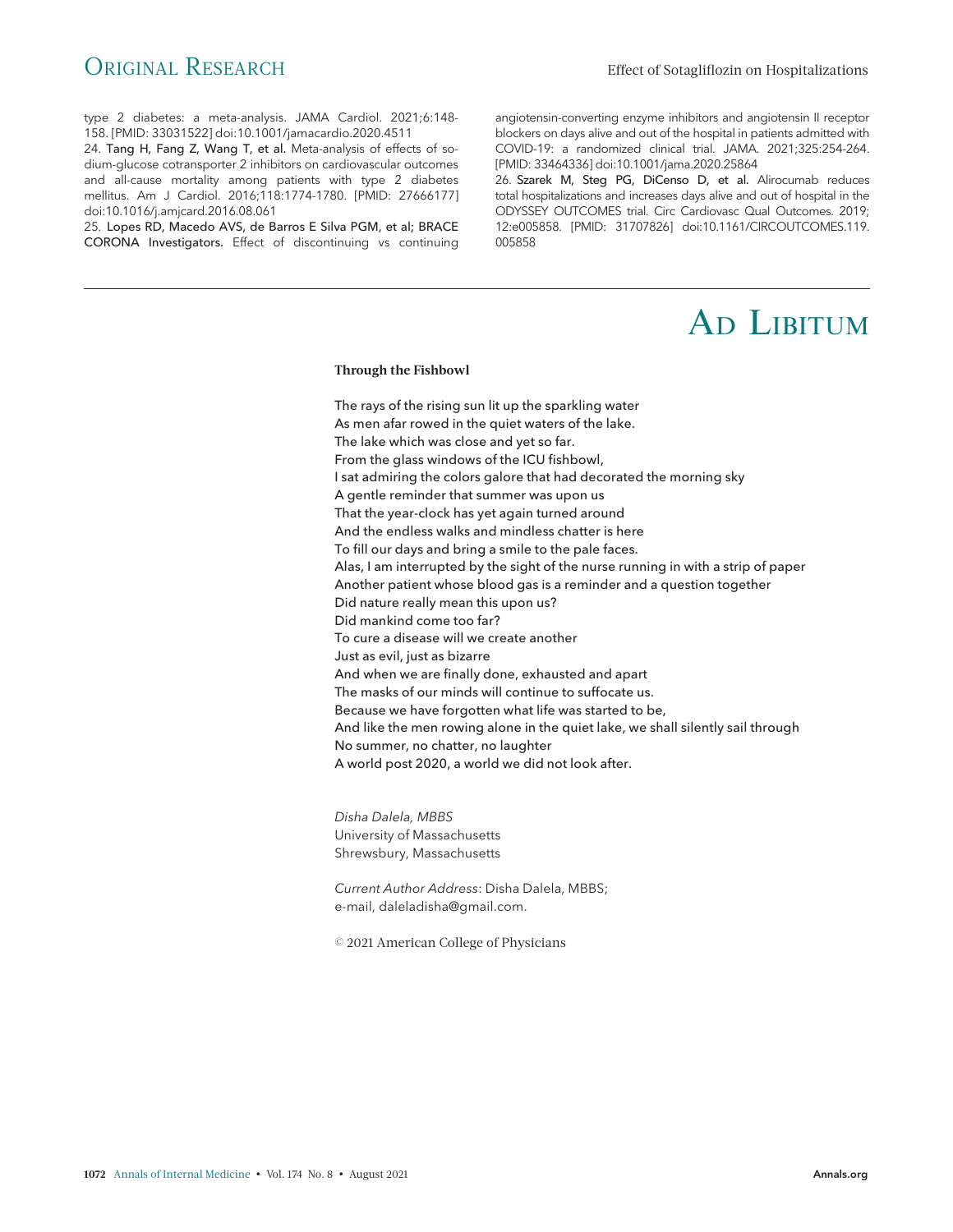type 2 diabetes: a meta-analysis. JAMA Cardiol. 2021;6:148-158. [PMID: 33031522] doi:10.1001/jamacardio.2020.4511

24. Tang H, Fang Z, Wang T, et al. Meta-analysis of effects of sodium-glucose cotransporter 2 inhibitors on cardiovascular outcomes and all-cause mortality among patients with type 2 diabetes mellitus. Am J Cardiol. 2016;118:1774-1780. [PMID: 27666177] doi:10.1016/j.amjcard.2016.08.061

25. Lopes RD, Macedo AVS, de Barros E Silva PGM, et al; BRACE CORONA Investigators. Effect of discontinuing vs continuing angiotensin-converting enzyme inhibitors and angiotensin II receptor blockers on days alive and out of the hospital in patients admitted with COVID-19: a randomized clinical trial. JAMA. 2021;325:254-264. [PMID: 33464336] doi:10.1001/jama.2020.25864

26. Szarek M, Steg PG, DiCenso D, et al. Alirocumab reduces total hospitalizations and increases days alive and out of hospital in the ODYSSEY OUTCOMES trial. Circ Cardiovasc Qual Outcomes. 2019; 12:e005858. [PMID: 31707826] doi:10.1161/CIRCOUTCOMES.119.005858

---

# Ad Libitum

## Through the Fishbowl

The rays of the rising sun lit up the sparkling water
As men afar rowed in the quiet waters of the lake.
The lake which was close and yet so far.
From the glass windows of the ICU fishbowl,
I sat admiring the colors galore that had decorated the morning sky
A gentle reminder that summer was upon us
That the year-clock has yet again turned around
And the endless walks and mindless chatter is here
To fill our days and bring a smile to the pale faces.
Alas, I am interrupted by the sight of the nurse running in with a strip of paper
Another patient whose blood gas is a reminder and a question together
Did nature really mean this upon us?
Did mankind come too far?
To cure a disease will we create another
Just as evil, just as bizarre
And when we are finally done, exhausted and apart
The masks of our minds will continue to suffocate us.
Because we have forgotten what life was started to be,
And like the men rowing alone in the quiet lake, we shall silently sail through
No summer, no chatter, no laughter
A world post 2020, a world we did not look after.

*Disha Dalela, MBBS*
University of Massachusetts
Shrewsbury, Massachusetts

*Current Author Address*: Disha Dalela, MBBS;
e-mail, daleladisha@gmail.com.

© 2021 American College of Physicians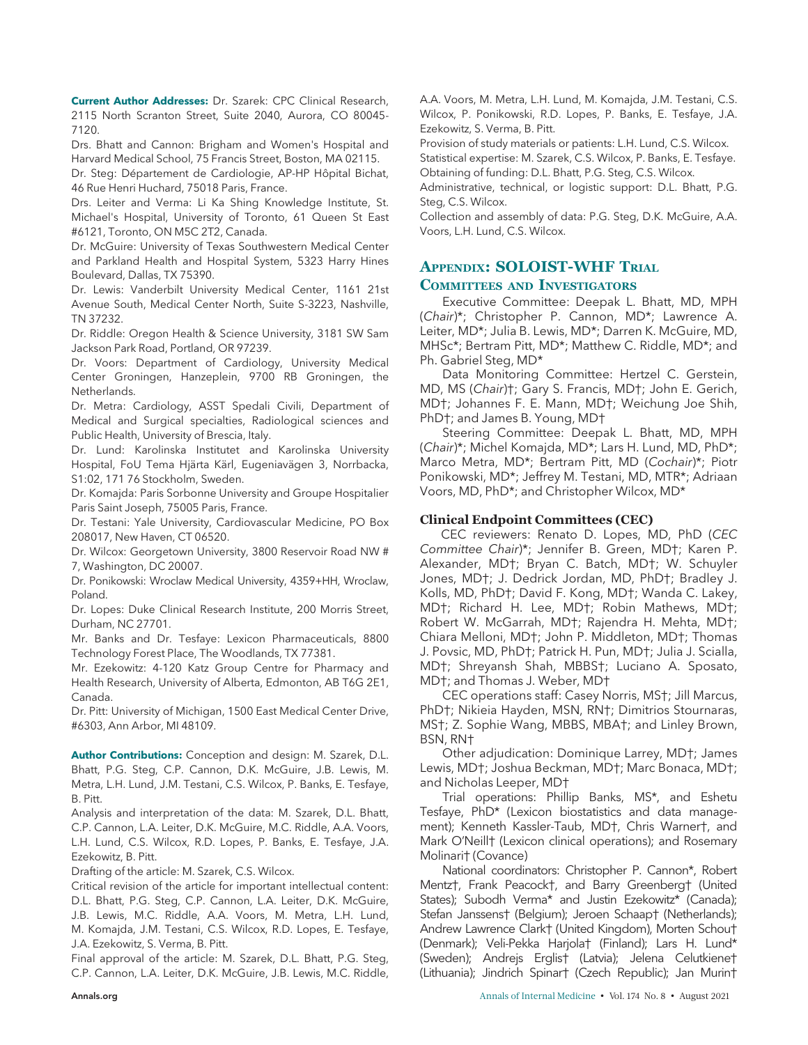**Current Author Addresses:** Dr. Szarek: CPC Clinical Research, 2115 North Scranton Street, Suite 2040, Aurora, CO 80045-7120.

Drs. Bhatt and Cannon: Brigham and Women's Hospital and Harvard Medical School, 75 Francis Street, Boston, MA 02115.

Dr. Steg: Département de Cardiologie, AP-HP Hôpital Bichat, 46 Rue Henri Huchard, 75018 Paris, France.

Drs. Leiter and Verma: Li Ka Shing Knowledge Institute, St. Michael's Hospital, University of Toronto, 61 Queen St East #6121, Toronto, ON M5C 2T2, Canada.

Dr. McGuire: University of Texas Southwestern Medical Center and Parkland Health and Hospital System, 5323 Harry Hines Boulevard, Dallas, TX 75390.

Dr. Lewis: Vanderbilt University Medical Center, 1161 21st Avenue South, Medical Center North, Suite S-3223, Nashville, TN 37232.

Dr. Riddle: Oregon Health & Science University, 3181 SW Sam Jackson Park Road, Portland, OR 97239.

Dr. Voors: Department of Cardiology, University Medical Center Groningen, Hanzeplein, 9700 RB Groningen, the Netherlands.

Dr. Metra: Cardiology, ASST Spedali Civili, Department of Medical and Surgical specialties, Radiological sciences and Public Health, University of Brescia, Italy.

Dr. Lund: Karolinska Institutet and Karolinska University Hospital, FoU Tema Hjärta Kärl, Eugeniavägen 3, Norrbacka, S1:02, 171 76 Stockholm, Sweden.

Dr. Komajda: Paris Sorbonne University and Groupe Hospitalier Paris Saint Joseph, 75005 Paris, France.

Dr. Testani: Yale University, Cardiovascular Medicine, PO Box 208017, New Haven, CT 06520.

Dr. Wilcox: Georgetown University, 3800 Reservoir Road NW # 7, Washington, DC 20007.

Dr. Ponikowski: Wroclaw Medical University, 4359+HH, Wroclaw, Poland.

Dr. Lopes: Duke Clinical Research Institute, 200 Morris Street, Durham, NC 27701.

Mr. Banks and Dr. Tesfaye: Lexicon Pharmaceuticals, 8800 Technology Forest Place, The Woodlands, TX 77381.

Mr. Ezekowitz: 4-120 Katz Group Centre for Pharmacy and Health Research, University of Alberta, Edmonton, AB T6G 2E1, Canada.

Dr. Pitt: University of Michigan, 1500 East Medical Center Drive, #6303, Ann Arbor, MI 48109.

**Author Contributions:** Conception and design: M. Szarek, D.L. Bhatt, P.G. Steg, C.P. Cannon, D.K. McGuire, J.B. Lewis, M. Metra, L.H. Lund, J.M. Testani, C.S. Wilcox, P. Banks, E. Tesfaye, B. Pitt.

Analysis and interpretation of the data: M. Szarek, D.L. Bhatt, C.P. Cannon, L.A. Leiter, D.K. McGuire, M.C. Riddle, A.A. Voors, L.H. Lund, C.S. Wilcox, R.D. Lopes, P. Banks, E. Tesfaye, J.A. Ezekowitz, B. Pitt.

Drafting of the article: M. Szarek, C.S. Wilcox.

Critical revision of the article for important intellectual content: D.L. Bhatt, P.G. Steg, C.P. Cannon, L.A. Leiter, D.K. McGuire, J.B. Lewis, M.C. Riddle, A.A. Voors, M. Metra, L.H. Lund, M. Komajda, J.M. Testani, C.S. Wilcox, R.D. Lopes, E. Tesfaye, J.A. Ezekowitz, S. Verma, B. Pitt.

Final approval of the article: M. Szarek, D.L. Bhatt, P.G. Steg, C.P. Cannon, L.A. Leiter, D.K. McGuire, J.B. Lewis, M.C. Riddle, A.A. Voors, M. Metra, L.H. Lund, M. Komajda, J.M. Testani, C.S. Wilcox, P. Ponikowski, R.D. Lopes, P. Banks, E. Tesfaye, J.A. Ezekowitz, S. Verma, B. Pitt.

Provision of study materials or patients: L.H. Lund, C.S. Wilcox.

Statistical expertise: M. Szarek, C.S. Wilcox, P. Banks, E. Tesfaye.

Obtaining of funding: D.L. Bhatt, P.G. Steg, C.S. Wilcox.

Administrative, technical, or logistic support: D.L. Bhatt, P.G. Steg, C.S. Wilcox.

Collection and assembly of data: P.G. Steg, D.K. McGuire, A.A. Voors, L.H. Lund, C.S. Wilcox.

## Appendix: SOLOIST-WHF Trial Committees and Investigators

Executive Committee: Deepak L. Bhatt, MD, MPH (*Chair*)*; Christopher P. Cannon, MD*; Lawrence A. Leiter, MD*; Julia B. Lewis, MD*; Darren K. McGuire, MD, MHSc*; Bertram Pitt, MD*; Matthew C. Riddle, MD*; and Ph. Gabriel Steg, MD*

Data Monitoring Committee: Hertzel C. Gerstein, MD, MS (*Chair*)†; Gary S. Francis, MD†; John E. Gerich, MD†; Johannes F. E. Mann, MD†; Weichung Joe Shih, PhD†; and James B. Young, MD†

Steering Committee: Deepak L. Bhatt, MD, MPH (*Chair*)*; Michel Komajda, MD*; Lars H. Lund, MD, PhD*; Marco Metra, MD*; Bertram Pitt, MD (*Cochair*)*; Piotr Ponikowski, MD*; Jeffrey M. Testani, MD, MTR*; Adriaan Voors, MD, PhD*; and Christopher Wilcox, MD*

### Clinical Endpoint Committees (CEC)

CEC reviewers: Renato D. Lopes, MD, PhD (*CEC Committee Chair*)*; Jennifer B. Green, MD†; Karen P. Alexander, MD†; Bryan C. Batch, MD†; W. Schuyler Jones, MD†; J. Dedrick Jordan, MD, PhD†; Bradley J. Kolls, MD, PhD†; David F. Kong, MD†; Wanda C. Lakey, MD†; Richard H. Lee, MD†; Robin Mathews, MD†; Robert W. McGarrah, MD†; Rajendra H. Mehta, MD†; Chiara Melloni, MD†; John P. Middleton, MD†; Thomas J. Povsic, MD, PhD†; Patrick H. Pun, MD†; Julia J. Scialla, MD†; Shreyansh Shah, MBBS†; Luciano A. Sposato, MD†; and Thomas J. Weber, MD†

CEC operations staff: Casey Norris, MS†; Jill Marcus, PhD†; Nikieia Hayden, MSN, RN†; Dimitrios Stournaras, MS†; Z. Sophie Wang, MBBS, MBA†; and Linley Brown, BSN, RN†

Other adjudication: Dominique Larrey, MD†; James Lewis, MD†; Joshua Beckman, MD†; Marc Bonaca, MD†; and Nicholas Leeper, MD†

Trial operations: Phillip Banks, MS*, and Eshetu Tesfaye, PhD* (Lexicon biostatistics and data management); Kenneth Kassler-Taub, MD†, Chris Warner†, and Mark O'Neill† (Lexicon clinical operations); and Rosemary Molinari† (Covance)

National coordinators: Christopher P. Cannon*, Robert Mentz†, Frank Peacock†, and Barry Greenberg† (United States); Subodh Verma* and Justin Ezekowitz* (Canada); Stefan Janssens† (Belgium); Jeroen Schaap† (Netherlands); Andrew Lawrence Clark† (United Kingdom), Morten Schou† (Denmark); Veli-Pekka Harjola† (Finland); Lars H. Lund* (Sweden); Andrejs Erglis† (Latvia); Jelena Celutkiene† (Lithuania); Jindrich Spinar† (Czech Republic); Jan Murin†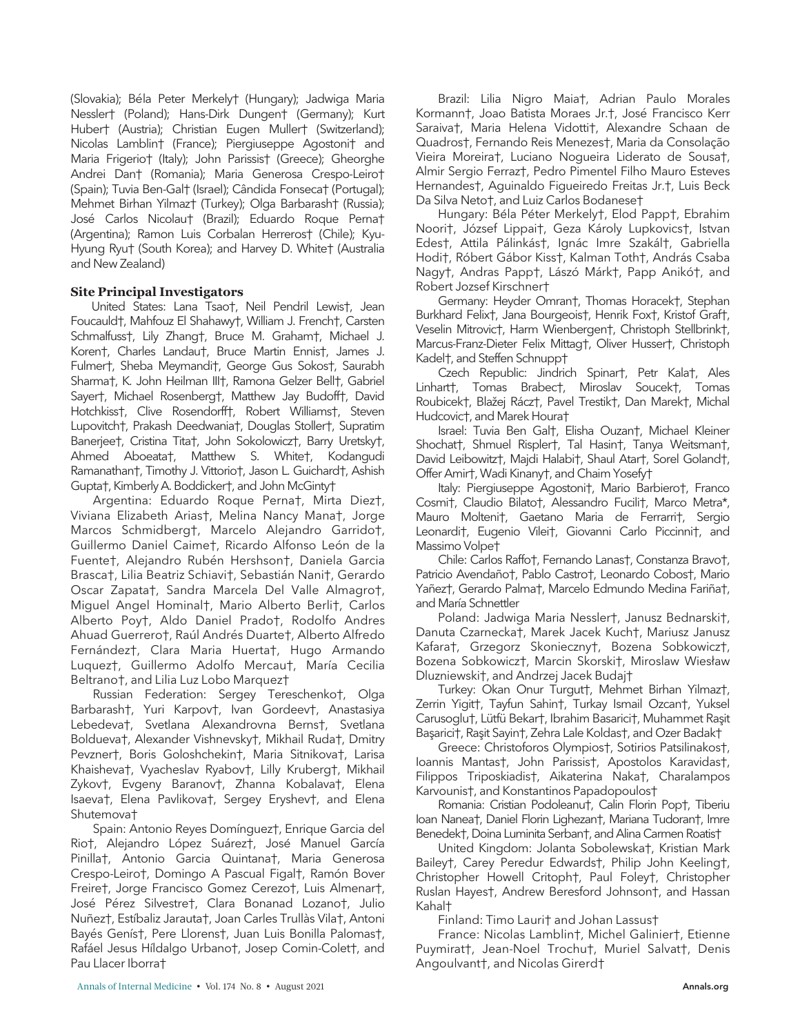(Slovakia); Béla Peter Merkely† (Hungary); Jadwiga Maria Nessler† (Poland); Hans-Dirk Dungen† (Germany); Kurt Huber† (Austria); Christian Eugen Muller† (Switzerland); Nicolas Lamblin† (France); Piergiuseppe Agostoni† and Maria Frigerio† (Italy); John Parissis† (Greece); Gheorghe Andrei Dan† (Romania); Maria Generosa Crespo-Leiro† (Spain); Tuvia Ben-Gal† (Israel); Cândida Fonseca† (Portugal); Mehmet Birhan Yilmaz† (Turkey); Olga Barbarash† (Russia); José Carlos Nicolau† (Brazil); Eduardo Roque Perna† (Argentina); Ramon Luis Corbalan Herreros† (Chile); Kyu-Hyung Ryu† (South Korea); and Harvey D. White† (Australia and New Zealand)

### Site Principal Investigators

United States: Lana Tsao†, Neil Pendril Lewis†, Jean Foucauld†, Mahfouz El Shahawy†, William J. French†, Carsten Schmalfuss†, Lily Zhang†, Bruce M. Graham†, Michael J. Koren†, Charles Landau†, Bruce Martin Ennis†, James J. Fulmer†, Sheba Meymandi†, George Gus Sokos†, Saurabh Sharma†, K. John Heilman III†, Ramona Gelzer Bell†, Gabriel Sayer†, Michael Rosenberg†, Matthew Jay Budoff†, David Hotchkiss†, Clive Rosendorff†, Robert Williams†, Steven Lupovitch†, Prakash Deedwania†, Douglas Stoller†, Supratim Banerjee†, Cristina Tita†, John Sokolowicz†, Barry Uretsky†, Ahmed Aboeata†, Matthew S. White†, Kodangudi Ramanathan†, Timothy J. Vittorio†, Jason L. Guichard†, Ashish Gupta†, Kimberly A. Boddicker†, and John McGinty†

Argentina: Eduardo Roque Perna†, Mirta Diez†, Viviana Elizabeth Arias†, Melina Nancy Mana†, Jorge Marcos Schmidberg†, Marcelo Alejandro Garrido†, Guillermo Daniel Caime†, Ricardo Alfonso León de la Fuente†, Alejandro Rubén Hershson†, Daniela Garcia Brasca†, Lilia Beatriz Schiavi†, Sebastián Nani†, Gerardo Oscar Zapata†, Sandra Marcela Del Valle Almagro†, Miguel Angel Hominal†, Mario Alberto Berli†, Carlos Alberto Poy†, Aldo Daniel Prado†, Rodolfo Andres Ahuad Guerrero†, Raúl Andrés Duarte†, Alberto Alfredo Fernández†, Clara Maria Huerta†, Hugo Armando Luquez†, Guillermo Adolfo Mercau†, María Cecilia Beltrano†, and Lilia Luz Lobo Marquez†

Russian Federation: Sergey Tereschenko†, Olga Barbarash†, Yuri Karpov†, Ivan Gordeev†, Anastasiya Lebedeva†, Svetlana Alexandrovna Berns†, Svetlana Boldueva†, Alexander Vishnevsky†, Mikhail Ruda†, Dmitry Pevzner†, Boris Goloshchekin†, Maria Sitnikova†, Larisa Khaisheva†, Vyacheslav Ryabov†, Lilly Kruberg†, Mikhail Zykov†, Evgeny Baranov†, Zhanna Kobalava†, Elena Isaeva†, Elena Pavlikova†, Sergey Eryshev†, and Elena Shutemova†

Spain: Antonio Reyes Domínguez†, Enrique Garcia del Rio†, Alejandro López Suárez†, José Manuel García Pinilla†, Antonio Garcia Quintana†, Maria Generosa Crespo-Leiro†, Domingo A Pascual Figal†, Ramón Bover Freire†, Jorge Francisco Gomez Cerezo†, Luis Almenar†, José Pérez Silvestre†, Clara Bonanad Lozano†, Julio Nuñez†, Estíbaliz Jarauta†, Joan Carles Trullàs Vila†, Antoni Bayés Genís†, Pere Llorens†, Juan Luis Bonilla Palomas†, Rafáel Jesus Híldalgo Urbano†, Josep Comin-Colet†, and Pau Llacer Iborra†

Brazil: Lilia Nigro Maia†, Adrian Paulo Morales Kormann†, Joao Batista Moraes Jr.†, José Francisco Kerr Saraiva†, Maria Helena Vidotti†, Alexandre Schaan de Quadros†, Fernando Reis Menezes†, Maria da Consolação Vieira Moreira†, Luciano Nogueira Liderato de Sousa†, Almir Sergio Ferraz†, Pedro Pimentel Filho Mauro Esteves Hernandes†, Aguinaldo Figueiredo Freitas Jr.†, Luis Beck Da Silva Neto†, and Luiz Carlos Bodanese†

Hungary: Béla Péter Merkely†, Elod Papp†, Ebrahim Noori†, József Lippai†, Geza Károly Lupkovics†, Istvan Edes†, Attila Pálinkás†, Ignác Imre Szakál†, Gabriella Hodi†, Róbert Gábor Kiss†, Kalman Toth†, András Csaba Nagy†, Andras Papp†, László Márk†, Papp Anikó†, and Robert Jozsef Kirschner†

Germany: Heyder Omran†, Thomas Horacek†, Stephan Burkhard Felix†, Jana Bourgeois†, Henrik Fox†, Kristof Graf†, Veselin Mitrovic†, Harm Wienbergen†, Christoph Stellbrink†, Marcus-Franz-Dieter Felix Mittag†, Oliver Hussert†, Christoph Kadel†, and Steffen Schnupp†

Czech Republic: Jindrich Spinar†, Petr Kala†, Ales Linhart†, Tomas Brabec†, Miroslav Soucek†, Tomas Roubicek†, Blažej Rácz†, Pavel Trestik†, Dan Marek†, Michal Hudcovic†, and Marek Houra†

Israel: Tuvia Ben Gal†, Elisha Ouzan†, Michael Kleiner Shochat†, Shmuel Rispler†, Tal Hasin†, Tanya Weitsman†, David Leibowitz†, Majdi Halabi†, Shaul Atar†, Sorel Goland†, Offer Amir†, Wadi Kinany†, and Chaim Yosefy†

Italy: Piergiuseppe Agostoni†, Mario Barbiero†, Franco Cosmi†, Claudio Bilato†, Alessandro Fucili†, Marco Metra*, Mauro Molteni†, Gaetano Maria de Ferrarri†, Sergio Leonardi†, Eugenio Vilei†, Giovanni Carlo Piccinni†, and Massimo Volpe†

Chile: Carlos Raffo†, Fernando Lanas†, Constanza Bravo†, Patricio Avendaño†, Pablo Castro†, Leonardo Cobos†, Mario Yañez†, Gerardo Palma†, Marcelo Edmundo Medina Fariña†, and María Schnettler

Poland: Jadwiga Maria Nessler†, Janusz Bednarski†, Danuta Czarnecka†, Marek Jacek Kuch†, Mariusz Janusz Kafara†, Grzegorz Skonieczny†, Bozena Sobkowicz†, Bozena Sobkowicz†, Marcin Skorski†, Miroslaw Wiesław Dluzniewski†, and Andrzej Jacek Budaj†

Turkey: Okan Onur Turgut†, Mehmet Birhan Yilmaz†, Zerrin Yigit†, Tayfun Sahin†, Turkay Ismail Ozcan†, Yuksel Carusoglu†, Lütfü Bekar†, Ibrahim Basarici†, Muhammet Raşit Başarici†, Raşit Sayin†, Zehra Lale Koldas†, and Ozer Badak†

Greece: Christoforos Olympios†, Sotirios Patsilinakos†, Ioannis Mantas†, John Parissis†, Apostolos Karavidas†, Filippos Triposkiadis†, Aikaterina Naka†, Charalampos Karvounis†, and Konstantinos Papadopoulos†

Romania: Cristian Podoleanu†, Calin Florin Pop†, Tiberiu Ioan Nanea†, Daniel Florin Lighezan†, Mariana Tudoran†, Imre Benedek†, Doina Luminita Serban†, and Alina Carmen Roatis†

United Kingdom: Jolanta Sobolewska†, Kristian Mark Bailey†, Carey Peredur Edwards†, Philip John Keeling†, Christopher Howell Critoph†, Paul Foley†, Christopher Ruslan Hayes†, Andrew Beresford Johnson†, and Hassan Kahal†

Finland: Timo Lauri† and Johan Lassus†

France: Nicolas Lamblin†, Michel Galinier†, Etienne Puymirat†, Jean-Noel Trochu†, Muriel Salvat†, Denis Angoulvant†, and Nicolas Girerd†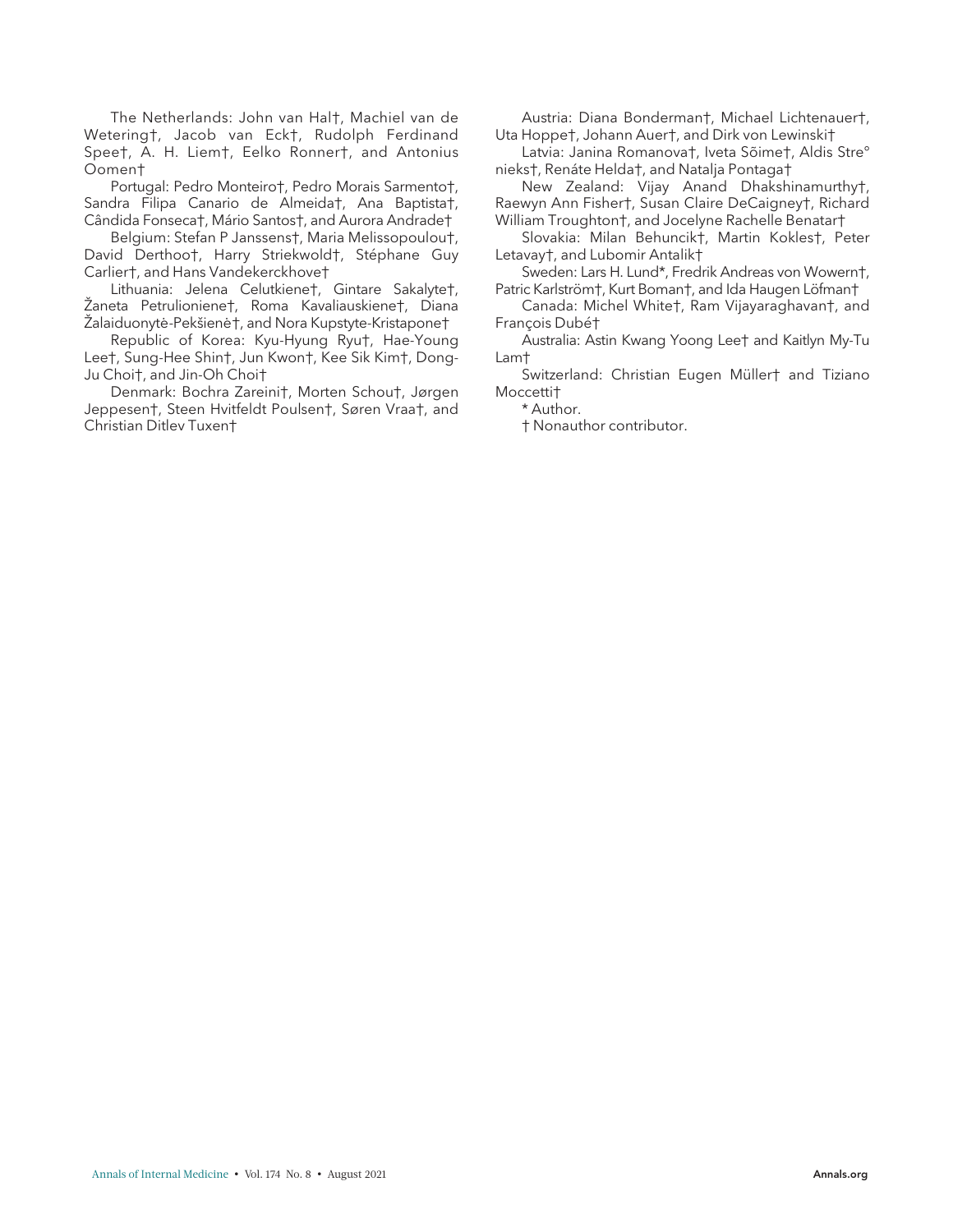The Netherlands: John van Hal†, Machiel van de Wetering†, Jacob van Eck†, Rudolph Ferdinand Spee†, A. H. Liem†, Eelko Ronner†, and Antonius Oomen†

Portugal: Pedro Monteiro†, Pedro Morais Sarmento†, Sandra Filipa Canario de Almeida†, Ana Baptista†, Cândida Fonseca†, Mário Santos†, and Aurora Andrade†

Belgium: Stefan P Janssens†, Maria Melissopoulou†, David Derthoo†, Harry Striekwold†, Stéphane Guy Carlier†, and Hans Vandekerckhove†

Lithuania: Jelena Celutkiene†, Gintare Sakalyte†, Žaneta Petrulioniene†, Roma Kavaliauskiene†, Diana Žalaiduonytė-Pekšienė†, and Nora Kupstyte-Kristapone†

Republic of Korea: Kyu-Hyung Ryu†, Hae-Young Lee†, Sung-Hee Shin†, Jun Kwon†, Kee Sik Kim†, Dong-Ju Choi†, and Jin-Oh Choi†

Denmark: Bochra Zareini†, Morten Schou†, Jørgen Jeppesen†, Steen Hvitfeldt Poulsen†, Søren Vraa†, and Christian Ditlev Tuxen†

Austria: Diana Bonderman†, Michael Lichtenauer†, Uta Hoppe†, Johann Auer†, and Dirk von Lewinski†

Latvia: Janina Romanova†, Iveta Sõime†, Aldis Stre°nieks†, Renáte Helda†, and Natalja Pontaga†

New Zealand: Vijay Anand Dhakshinamurthy†, Raewyn Ann Fisher†, Susan Claire DeCaigney†, Richard William Troughton†, and Jocelyne Rachelle Benatar†

Slovakia: Milan Behuncik†, Martin Koklest†, Peter Letavay†, and Lubomir Antalik†

Sweden: Lars H. Lund*, Fredrik Andreas von Wowern†, Patric Karlström†, Kurt Boman†, and Ida Haugen Löfman†

Canada: Michel White†, Ram Vijayaraghavan†, and François Dubé†

Australia: Astin Kwang Yoong Lee† and Kaitlyn My-Tu Lam†

Switzerland: Christian Eugen Müller† and Tiziano Moccetti†

* Author.

† Nonauthor contributor.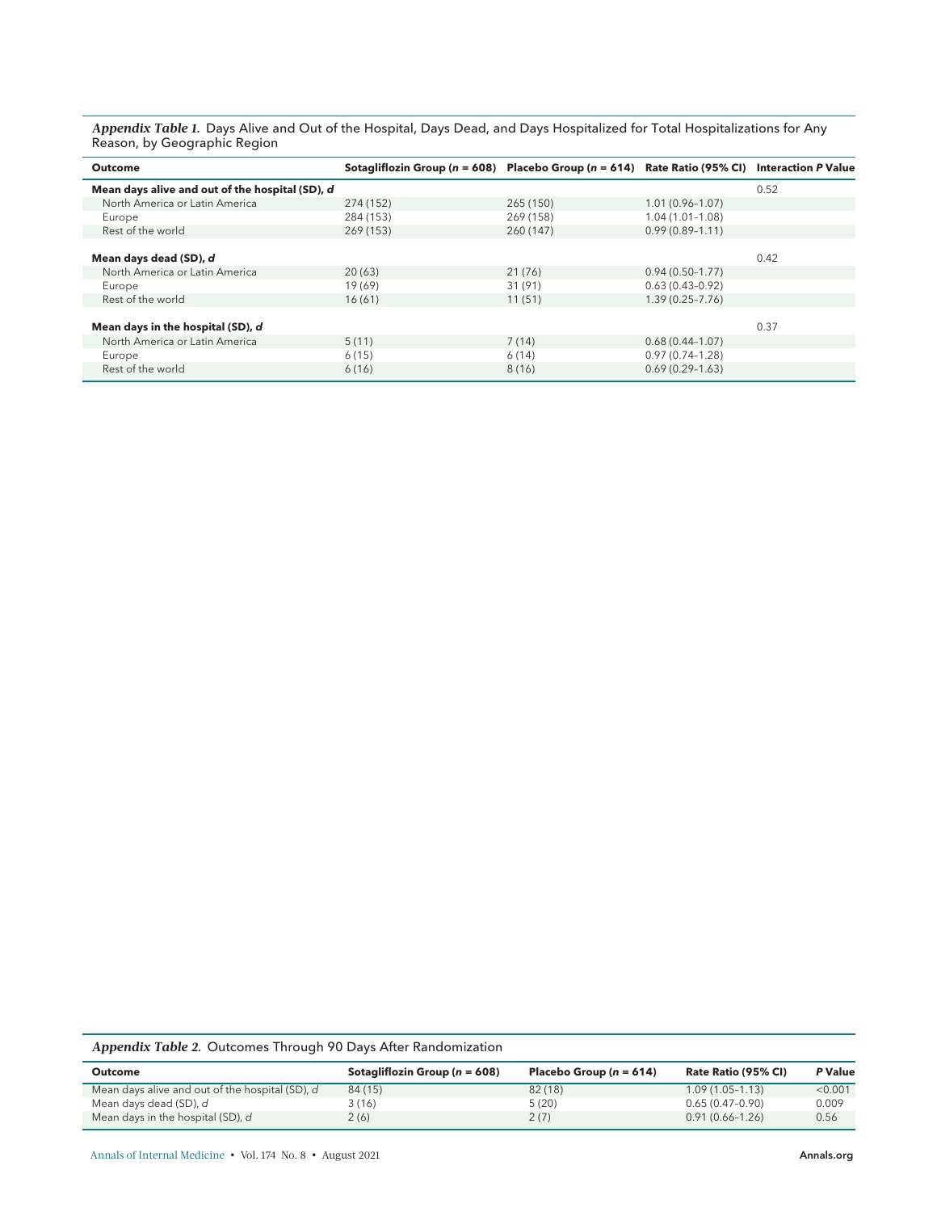***Appendix Table 1.*** Days Alive and Out of the Hospital, Days Dead, and Days Hospitalized for Total Hospitalizations for Any Reason, by Geographic Region

| Outcome | Sotagliflozin Group (*n* = 608) | Placebo Group (*n* = 614) | Rate Ratio (95% CI) | Interaction *P* Value |
|---|---|---|---|---|
| **Mean days alive and out of the hospital (SD), *d*** | | | | 0.52 |
| North America or Latin America | 274 (152) | 265 (150) | 1.01 (0.96–1.07) | |
| Europe | 284 (153) | 269 (158) | 1.04 (1.01–1.08) | |
| Rest of the world | 269 (153) | 260 (147) | 0.99 (0.89–1.11) | |
| **Mean days dead (SD), *d*** | | | | 0.42 |
| North America or Latin America | 20 (63) | 21 (76) | 0.94 (0.50–1.77) | |
| Europe | 19 (69) | 31 (91) | 0.63 (0.43–0.92) | |
| Rest of the world | 16 (61) | 11 (51) | 1.39 (0.25–7.76) | |
| **Mean days in the hospital (SD), *d*** | | | | 0.37 |
| North America or Latin America | 5 (11) | 7 (14) | 0.68 (0.44–1.07) | |
| Europe | 6 (15) | 6 (14) | 0.97 (0.74–1.28) | |
| Rest of the world | 6 (16) | 8 (16) | 0.69 (0.29–1.63) | |

***Appendix Table 2.*** Outcomes Through 90 Days After Randomization

| Outcome | Sotagliflozin Group (*n* = 608) | Placebo Group (*n* = 614) | Rate Ratio (95% CI) | *P* Value |
|---|---|---|---|---|
| Mean days alive and out of the hospital (SD), *d* | 84 (15) | 82 (18) | 1.09 (1.05–1.13) | <0.001 |
| Mean days dead (SD), *d* | 3 (16) | 5 (20) | 0.65 (0.47–0.90) | 0.009 |
| Mean days in the hospital (SD), *d* | 2 (6) | 2 (7) | 0.91 (0.66–1.26) | 0.56 |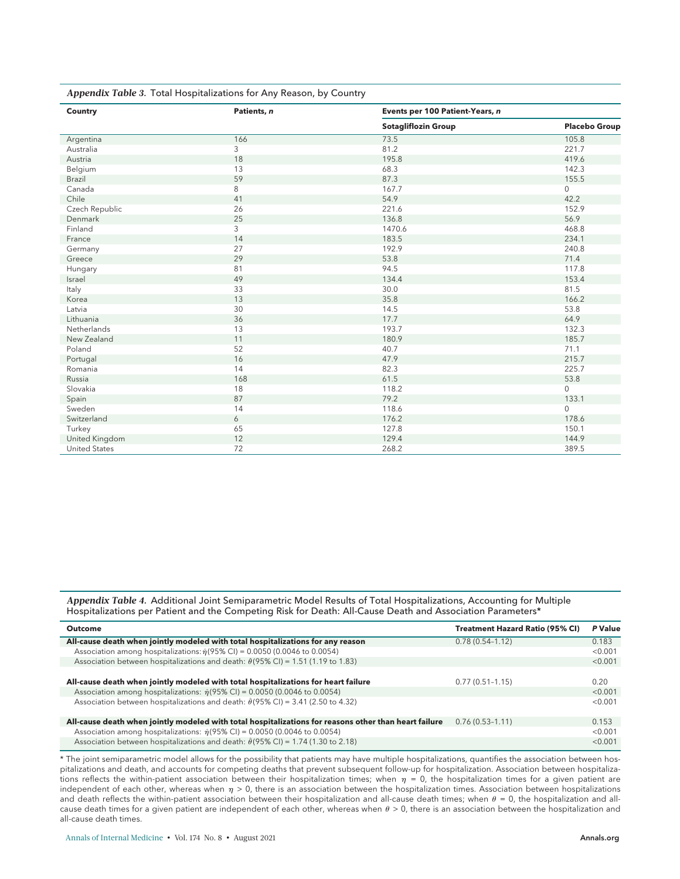*Appendix Table 3.* Total Hospitalizations for Any Reason, by Country

| Country | Patients, *n* | Events per 100 Patient-Years, *n* | |
|---|---|---|---|
| | | **Sotagliflozin Group** | **Placebo Group** |
| Argentina | 166 | 73.5 | 105.8 |
| Australia | 3 | 81.2 | 221.7 |
| Austria | 18 | 195.8 | 419.6 |
| Belgium | 13 | 68.3 | 142.3 |
| Brazil | 59 | 87.3 | 155.5 |
| Canada | 8 | 167.7 | 0 |
| Chile | 41 | 54.9 | 42.2 |
| Czech Republic | 26 | 221.6 | 152.9 |
| Denmark | 25 | 136.8 | 56.9 |
| Finland | 3 | 1470.6 | 468.8 |
| France | 14 | 183.5 | 234.1 |
| Germany | 27 | 192.9 | 240.8 |
| Greece | 29 | 53.8 | 71.4 |
| Hungary | 81 | 94.5 | 117.8 |
| Israel | 49 | 134.4 | 153.4 |
| Italy | 33 | 30.0 | 81.5 |
| Korea | 13 | 35.8 | 166.2 |
| Latvia | 30 | 14.5 | 53.8 |
| Lithuania | 36 | 17.7 | 64.9 |
| Netherlands | 13 | 193.7 | 132.3 |
| New Zealand | 11 | 180.9 | 185.7 |
| Poland | 52 | 40.7 | 71.1 |
| Portugal | 16 | 47.9 | 215.7 |
| Romania | 14 | 82.3 | 225.7 |
| Russia | 168 | 61.5 | 53.8 |
| Slovakia | 18 | 118.2 | 0 |
| Spain | 87 | 79.2 | 133.1 |
| Sweden | 14 | 118.6 | 0 |
| Switzerland | 6 | 176.2 | 178.6 |
| Turkey | 65 | 127.8 | 150.1 |
| United Kingdom | 12 | 129.4 | 144.9 |
| United States | 72 | 268.2 | 389.5 |

*Appendix Table 4.* Additional Joint Semiparametric Model Results of Total Hospitalizations, Accounting for Multiple Hospitalizations per Patient and the Competing Risk for Death: All-Cause Death and Association Parameters*

| Outcome | Treatment Hazard Ratio (95% CI) | *P* Value |
|---|---|---|
| **All-cause death when jointly modeled with total hospitalizations for any reason** | 0.78 (0.54–1.12) | 0.183 |
| Association among hospitalizations: $\hat{\eta}$(95% CI) = 0.0050 (0.0046 to 0.0054) | | <0.001 |
| Association between hospitalizations and death: $\hat{\theta}$(95% CI) = 1.51 (1.19 to 1.83) | | <0.001 |
| **All-cause death when jointly modeled with total hospitalizations for heart failure** | 0.77 (0.51–1.15) | 0.20 |
| Association among hospitalizations: $\hat{\eta}$(95% CI) = 0.0050 (0.0046 to 0.0054) | | <0.001 |
| Association between hospitalizations and death: $\hat{\theta}$(95% CI) = 3.41 (2.50 to 4.32) | | <0.001 |
| **All-cause death when jointly modeled with total hospitalizations for reasons other than heart failure** | 0.76 (0.53–1.11) | 0.153 |
| Association among hospitalizations: $\hat{\eta}$(95% CI) = 0.0050 (0.0046 to 0.0054) | | <0.001 |
| Association between hospitalizations and death: $\hat{\theta}$(95% CI) = 1.74 (1.30 to 2.18) | | <0.001 |

* The joint semiparametric model allows for the possibility that patients may have multiple hospitalizations, quantifies the association between hospitalizations and death, and accounts for competing deaths that prevent subsequent follow-up for hospitalization. Association between hospitalizations reflects the within-patient association between their hospitalization times; when $\eta = 0$, the hospitalization times for a given patient are independent of each other, whereas when $\eta > 0$, there is an association between the hospitalization times. Association between hospitalizations and death reflects the within-patient association between their hospitalization and all-cause death times; when $\theta = 0$, the hospitalization and all-cause death times for a given patient are independent of each other, whereas when $\theta > 0$, there is an association between the hospitalization and all-cause death times.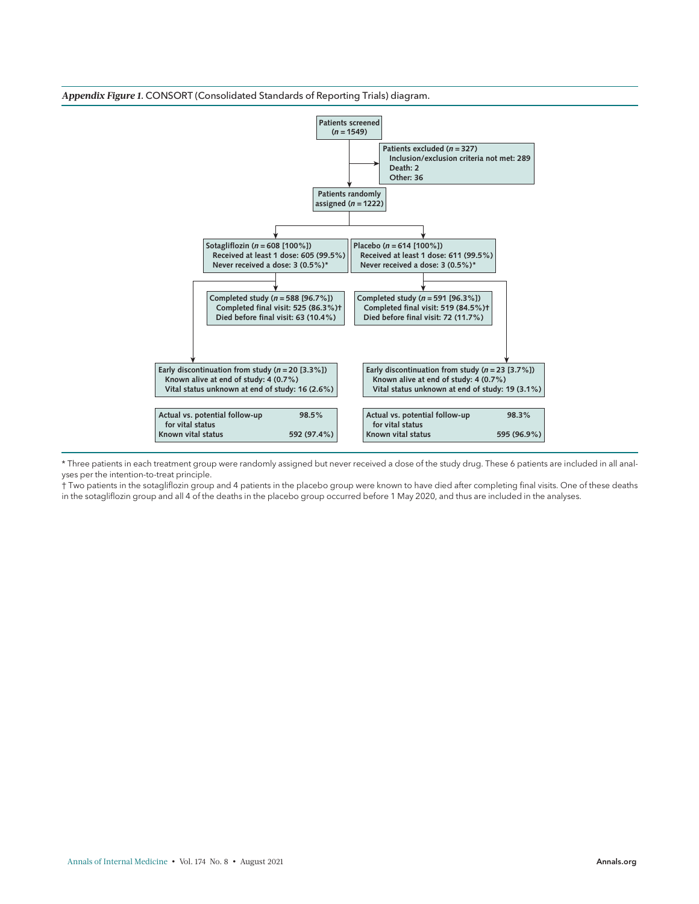*Appendix Figure 1.* CONSORT (Consolidated Standards of Reporting Trials) diagram.

**Patients screened ($n$ = 1549)**

**Patients excluded ($n$ = 327)**
- Inclusion/exclusion criteria not met: 289
- Death: 2
- Other: 36

**Patients randomly assigned ($n$ = 1222)**

| Sotagliflozin | Placebo |
| --- | --- |
| **Sotagliflozin ($n$ = 608 [100%])** | **Placebo ($n$ = 614 [100%])** |
| Received at least 1 dose: 605 (99.5%) | Received at least 1 dose: 611 (99.5%) |
| Never received a dose: 3 (0.5%)* | Never received a dose: 3 (0.5%)* |
| **Completed study ($n$ = 588 [96.7%])** | **Completed study ($n$ = 591 [96.3%])** |
| Completed final visit: 525 (86.3%)† | Completed final visit: 519 (84.5%)† |
| Died before final visit: 63 (10.4%) | Died before final visit: 72 (11.7%) |
| **Early discontinuation from study ($n$ = 20 [3.3%])** | **Early discontinuation from study ($n$ = 23 [3.7%])** |
| Known alive at end of study: 4 (0.7%) | Known alive at end of study: 4 (0.7%) |
| Vital status unknown at end of study: 16 (2.6%) | Vital status unknown at end of study: 19 (3.1%) |
| Actual vs. potential follow-up for vital status: 98.5% | Actual vs. potential follow-up for vital status: 98.3% |
| Known vital status: 592 (97.4%) | Known vital status: 595 (96.9%) |

* Three patients in each treatment group were randomly assigned but never received a dose of the study drug. These 6 patients are included in all analyses per the intention-to-treat principle.

† Two patients in the sotagliflozin group and 4 patients in the placebo group were known to have died after completing final visits. One of these deaths in the sotagliflozin group and all 4 of the deaths in the placebo group occurred before 1 May 2020, and thus are included in the analyses.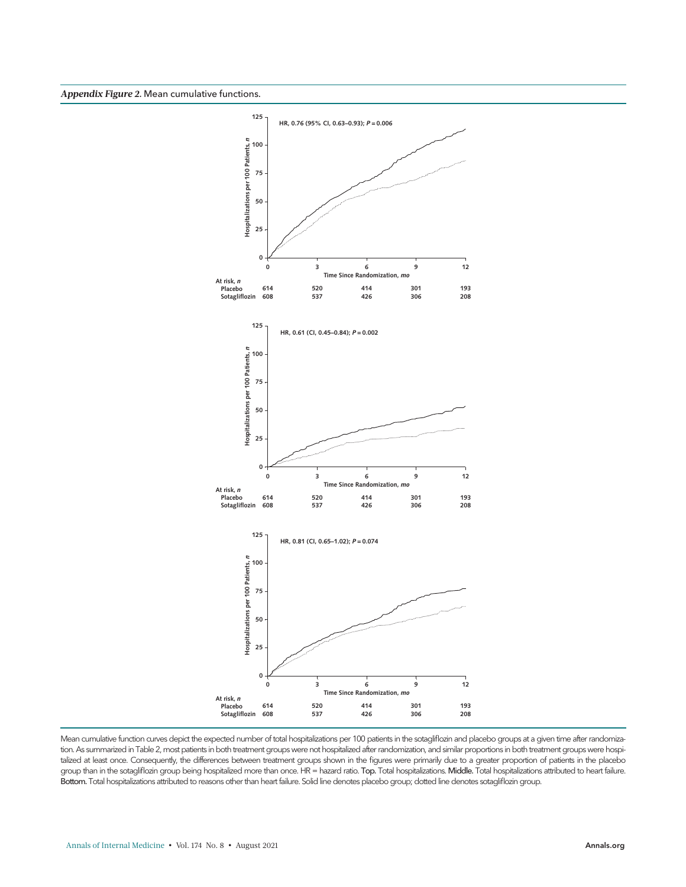***Appendix Figure 2.*** Mean cumulative functions.

HR, 0.76 (95% CI, 0.63–0.93); *P* = 0.006

Hospitalizations per 100 Patients, *n*

125
100
75
50
25
0

Time Since Randomization, *mo*

0 3 6 9 12

At risk, *n*
Placebo 614 520 414 301 193
Sotagliflozin 608 537 426 306 208

HR, 0.61 (CI, 0.45–0.84); *P* = 0.002

Hospitalizations per 100 Patients, *n*

125
100
75
50
25
0

Time Since Randomization, *mo*

0 3 6 9 12

At risk, *n*
Placebo 614 520 414 301 193
Sotagliflozin 608 537 426 306 208

HR, 0.81 (CI, 0.65–1.02); *P* = 0.074

Hospitalizations per 100 Patients, *n*

125
100
75
50
25
0

Time Since Randomization, *mo*

0 3 6 9 12

At risk, *n*
Placebo 614 520 414 301 193
Sotagliflozin 608 537 426 306 208

Mean cumulative function curves depict the expected number of total hospitalizations per 100 patients in the sotagliflozin and placebo groups at a given time after randomization. As summarized in Table 2, most patients in both treatment groups were not hospitalized after randomization, and similar proportions in both treatment groups were hospitalized at least once. Consequently, the differences between treatment groups shown in the figures were primarily due to a greater proportion of patients in the placebo group than in the sotagliflozin group being hospitalized more than once. HR = hazard ratio. **Top.** Total hospitalizations. **Middle.** Total hospitalizations attributed to heart failure. **Bottom.** Total hospitalizations attributed to reasons other than heart failure. Solid line denotes placebo group; dotted line denotes sotagliflozin group.